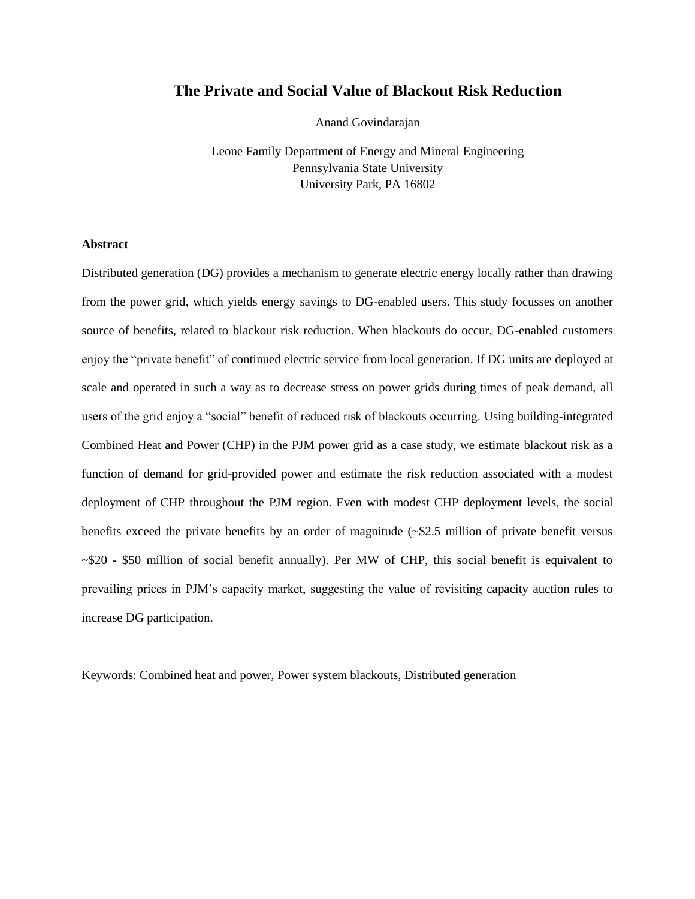# The Private and Social Value of Blackout Risk Reduction

Anand Govindarajan

Leone Family Department of Energy and Mineral Engineering
Pennsylvania State University
University Park, PA 16802

**Abstract**

Distributed generation (DG) provides a mechanism to generate electric energy locally rather than drawing from the power grid, which yields energy savings to DG-enabled users. This study focusses on another source of benefits, related to blackout risk reduction. When blackouts do occur, DG-enabled customers enjoy the "private benefit" of continued electric service from local generation. If DG units are deployed at scale and operated in such a way as to decrease stress on power grids during times of peak demand, all users of the grid enjoy a "social" benefit of reduced risk of blackouts occurring. Using building-integrated Combined Heat and Power (CHP) in the PJM power grid as a case study, we estimate blackout risk as a function of demand for grid-provided power and estimate the risk reduction associated with a modest deployment of CHP throughout the PJM region. Even with modest CHP deployment levels, the social benefits exceed the private benefits by an order of magnitude (~$2.5 million of private benefit versus ~$20 - $50 million of social benefit annually). Per MW of CHP, this social benefit is equivalent to prevailing prices in PJM's capacity market, suggesting the value of revisiting capacity auction rules to increase DG participation.

Keywords: Combined heat and power, Power system blackouts, Distributed generation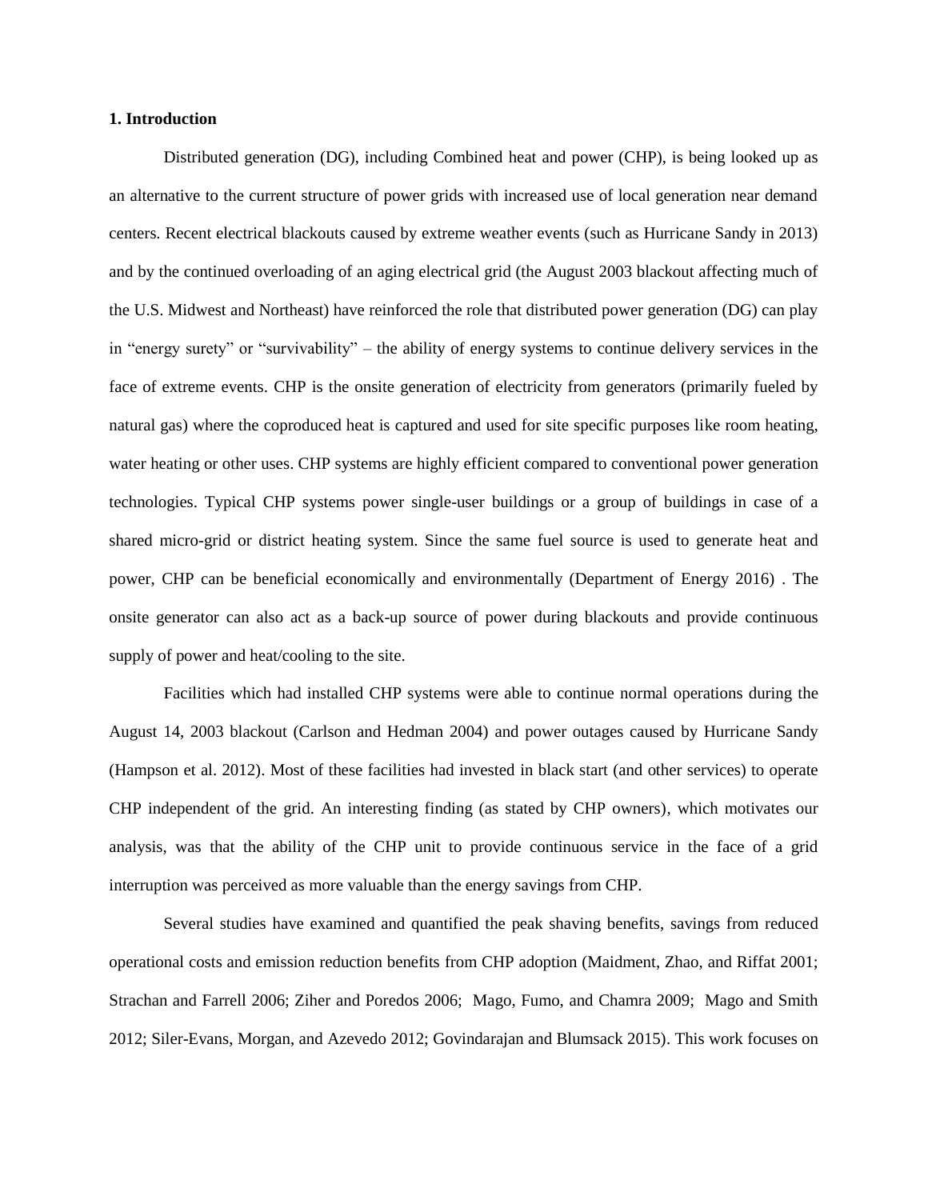# 1. Introduction

Distributed generation (DG), including Combined heat and power (CHP), is being looked up as an alternative to the current structure of power grids with increased use of local generation near demand centers. Recent electrical blackouts caused by extreme weather events (such as Hurricane Sandy in 2013) and by the continued overloading of an aging electrical grid (the August 2003 blackout affecting much of the U.S. Midwest and Northeast) have reinforced the role that distributed power generation (DG) can play in "energy surety" or "survivability" – the ability of energy systems to continue delivery services in the face of extreme events. CHP is the onsite generation of electricity from generators (primarily fueled by natural gas) where the coproduced heat is captured and used for site specific purposes like room heating, water heating or other uses. CHP systems are highly efficient compared to conventional power generation technologies. Typical CHP systems power single-user buildings or a group of buildings in case of a shared micro-grid or district heating system. Since the same fuel source is used to generate heat and power, CHP can be beneficial economically and environmentally (Department of Energy 2016) . The onsite generator can also act as a back-up source of power during blackouts and provide continuous supply of power and heat/cooling to the site.

Facilities which had installed CHP systems were able to continue normal operations during the August 14, 2003 blackout (Carlson and Hedman 2004) and power outages caused by Hurricane Sandy (Hampson et al. 2012). Most of these facilities had invested in black start (and other services) to operate CHP independent of the grid. An interesting finding (as stated by CHP owners), which motivates our analysis, was that the ability of the CHP unit to provide continuous service in the face of a grid interruption was perceived as more valuable than the energy savings from CHP.

Several studies have examined and quantified the peak shaving benefits, savings from reduced operational costs and emission reduction benefits from CHP adoption (Maidment, Zhao, and Riffat 2001; Strachan and Farrell 2006; Ziher and Poredos 2006; Mago, Fumo, and Chamra 2009; Mago and Smith 2012; Siler-Evans, Morgan, and Azevedo 2012; Govindarajan and Blumsack 2015). This work focuses on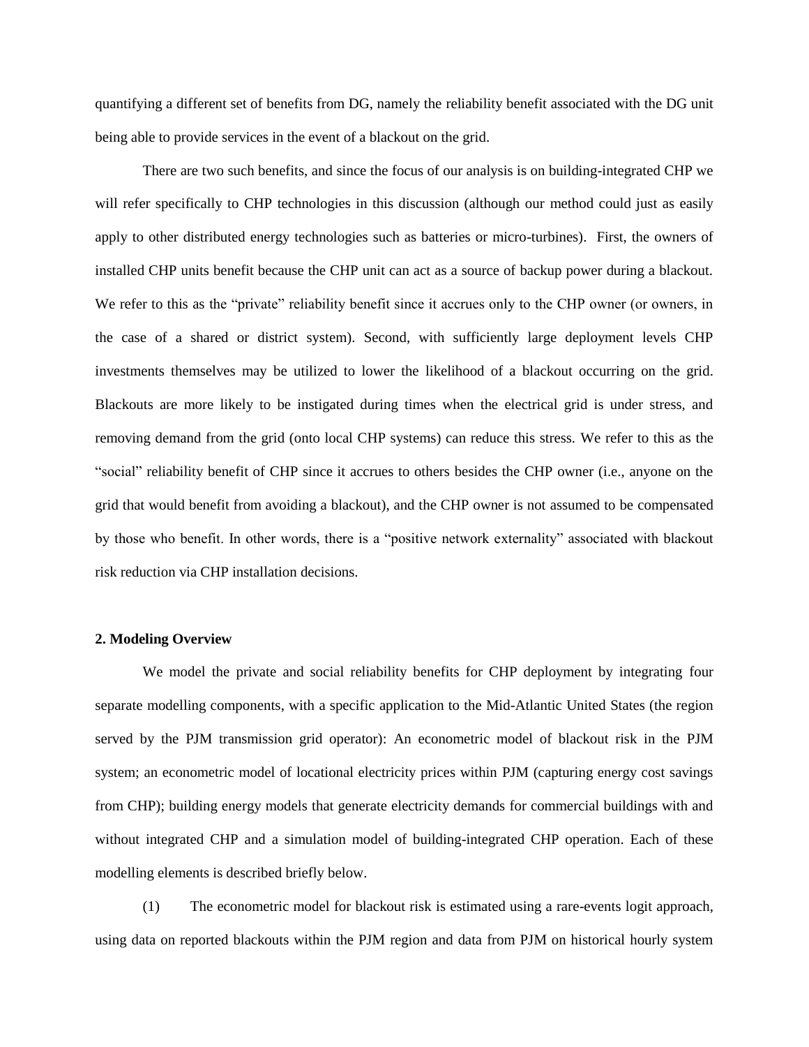quantifying a different set of benefits from DG, namely the reliability benefit associated with the DG unit being able to provide services in the event of a blackout on the grid.

There are two such benefits, and since the focus of our analysis is on building-integrated CHP we will refer specifically to CHP technologies in this discussion (although our method could just as easily apply to other distributed energy technologies such as batteries or micro-turbines). First, the owners of installed CHP units benefit because the CHP unit can act as a source of backup power during a blackout. We refer to this as the "private" reliability benefit since it accrues only to the CHP owner (or owners, in the case of a shared or district system). Second, with sufficiently large deployment levels CHP investments themselves may be utilized to lower the likelihood of a blackout occurring on the grid. Blackouts are more likely to be instigated during times when the electrical grid is under stress, and removing demand from the grid (onto local CHP systems) can reduce this stress. We refer to this as the "social" reliability benefit of CHP since it accrues to others besides the CHP owner (i.e., anyone on the grid that would benefit from avoiding a blackout), and the CHP owner is not assumed to be compensated by those who benefit. In other words, there is a "positive network externality" associated with blackout risk reduction via CHP installation decisions.

## 2. Modeling Overview

We model the private and social reliability benefits for CHP deployment by integrating four separate modelling components, with a specific application to the Mid-Atlantic United States (the region served by the PJM transmission grid operator): An econometric model of blackout risk in the PJM system; an econometric model of locational electricity prices within PJM (capturing energy cost savings from CHP); building energy models that generate electricity demands for commercial buildings with and without integrated CHP and a simulation model of building-integrated CHP operation. Each of these modelling elements is described briefly below.

(1) The econometric model for blackout risk is estimated using a rare-events logit approach, using data on reported blackouts within the PJM region and data from PJM on historical hourly system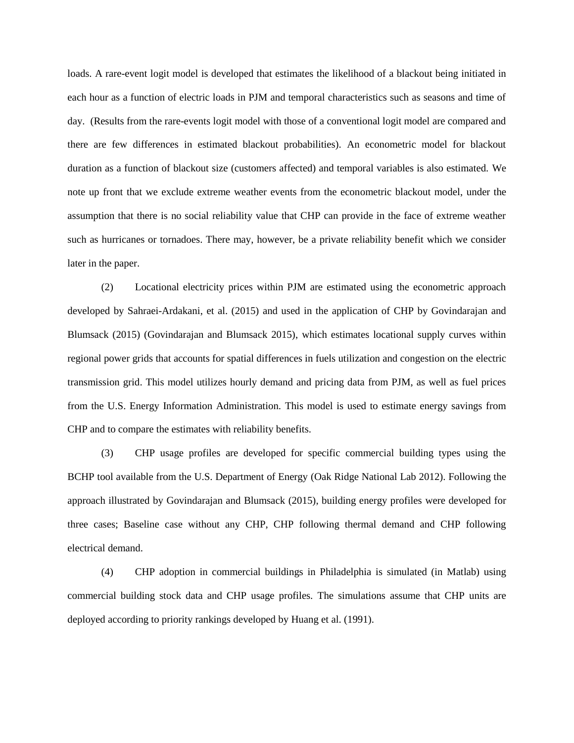loads. A rare-event logit model is developed that estimates the likelihood of a blackout being initiated in each hour as a function of electric loads in PJM and temporal characteristics such as seasons and time of day. (Results from the rare-events logit model with those of a conventional logit model are compared and there are few differences in estimated blackout probabilities). An econometric model for blackout duration as a function of blackout size (customers affected) and temporal variables is also estimated. We note up front that we exclude extreme weather events from the econometric blackout model, under the assumption that there is no social reliability value that CHP can provide in the face of extreme weather such as hurricanes or tornadoes. There may, however, be a private reliability benefit which we consider later in the paper.

(2) Locational electricity prices within PJM are estimated using the econometric approach developed by Sahraei-Ardakani, et al. (2015) and used in the application of CHP by Govindarajan and Blumsack (2015) (Govindarajan and Blumsack 2015), which estimates locational supply curves within regional power grids that accounts for spatial differences in fuels utilization and congestion on the electric transmission grid. This model utilizes hourly demand and pricing data from PJM, as well as fuel prices from the U.S. Energy Information Administration. This model is used to estimate energy savings from CHP and to compare the estimates with reliability benefits.

(3) CHP usage profiles are developed for specific commercial building types using the BCHP tool available from the U.S. Department of Energy (Oak Ridge National Lab 2012). Following the approach illustrated by Govindarajan and Blumsack (2015), building energy profiles were developed for three cases; Baseline case without any CHP, CHP following thermal demand and CHP following electrical demand.

(4) CHP adoption in commercial buildings in Philadelphia is simulated (in Matlab) using commercial building stock data and CHP usage profiles. The simulations assume that CHP units are deployed according to priority rankings developed by Huang et al. (1991).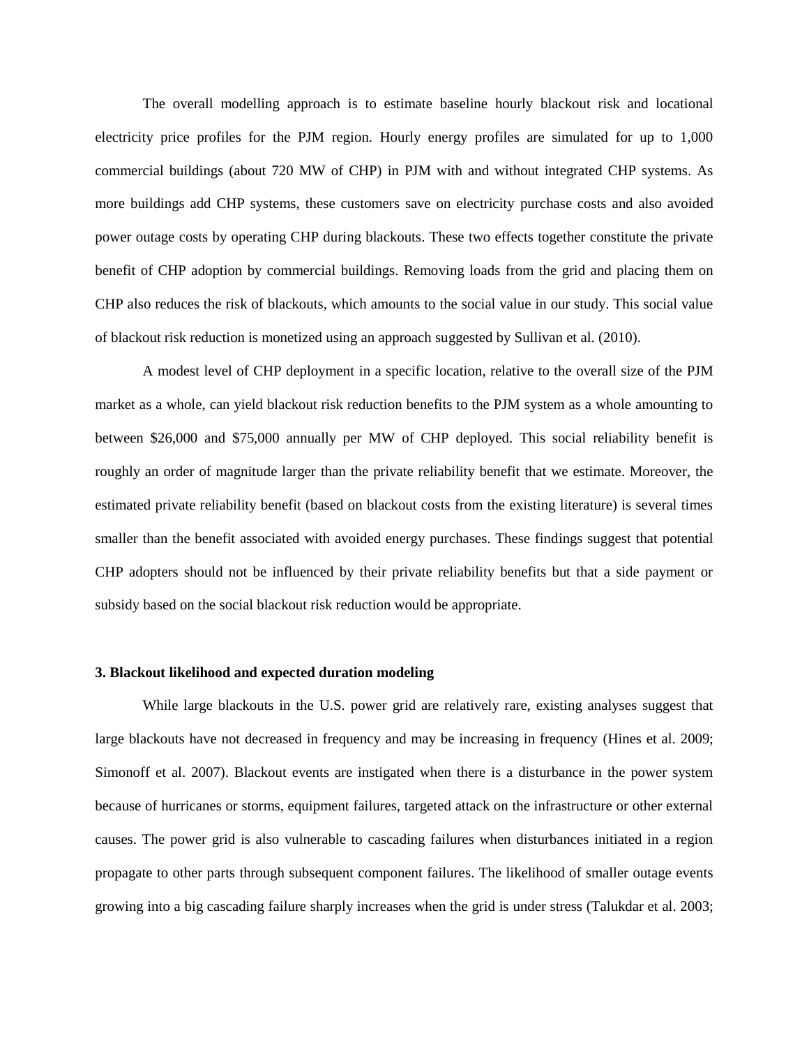The overall modelling approach is to estimate baseline hourly blackout risk and locational electricity price profiles for the PJM region. Hourly energy profiles are simulated for up to 1,000 commercial buildings (about 720 MW of CHP) in PJM with and without integrated CHP systems. As more buildings add CHP systems, these customers save on electricity purchase costs and also avoided power outage costs by operating CHP during blackouts. These two effects together constitute the private benefit of CHP adoption by commercial buildings. Removing loads from the grid and placing them on CHP also reduces the risk of blackouts, which amounts to the social value in our study. This social value of blackout risk reduction is monetized using an approach suggested by Sullivan et al. (2010).

A modest level of CHP deployment in a specific location, relative to the overall size of the PJM market as a whole, can yield blackout risk reduction benefits to the PJM system as a whole amounting to between \$26,000 and \$75,000 annually per MW of CHP deployed. This social reliability benefit is roughly an order of magnitude larger than the private reliability benefit that we estimate. Moreover, the estimated private reliability benefit (based on blackout costs from the existing literature) is several times smaller than the benefit associated with avoided energy purchases. These findings suggest that potential CHP adopters should not be influenced by their private reliability benefits but that a side payment or subsidy based on the social blackout risk reduction would be appropriate.

### 3. Blackout likelihood and expected duration modeling

While large blackouts in the U.S. power grid are relatively rare, existing analyses suggest that large blackouts have not decreased in frequency and may be increasing in frequency (Hines et al. 2009; Simonoff et al. 2007). Blackout events are instigated when there is a disturbance in the power system because of hurricanes or storms, equipment failures, targeted attack on the infrastructure or other external causes. The power grid is also vulnerable to cascading failures when disturbances initiated in a region propagate to other parts through subsequent component failures. The likelihood of smaller outage events growing into a big cascading failure sharply increases when the grid is under stress (Talukdar et al. 2003;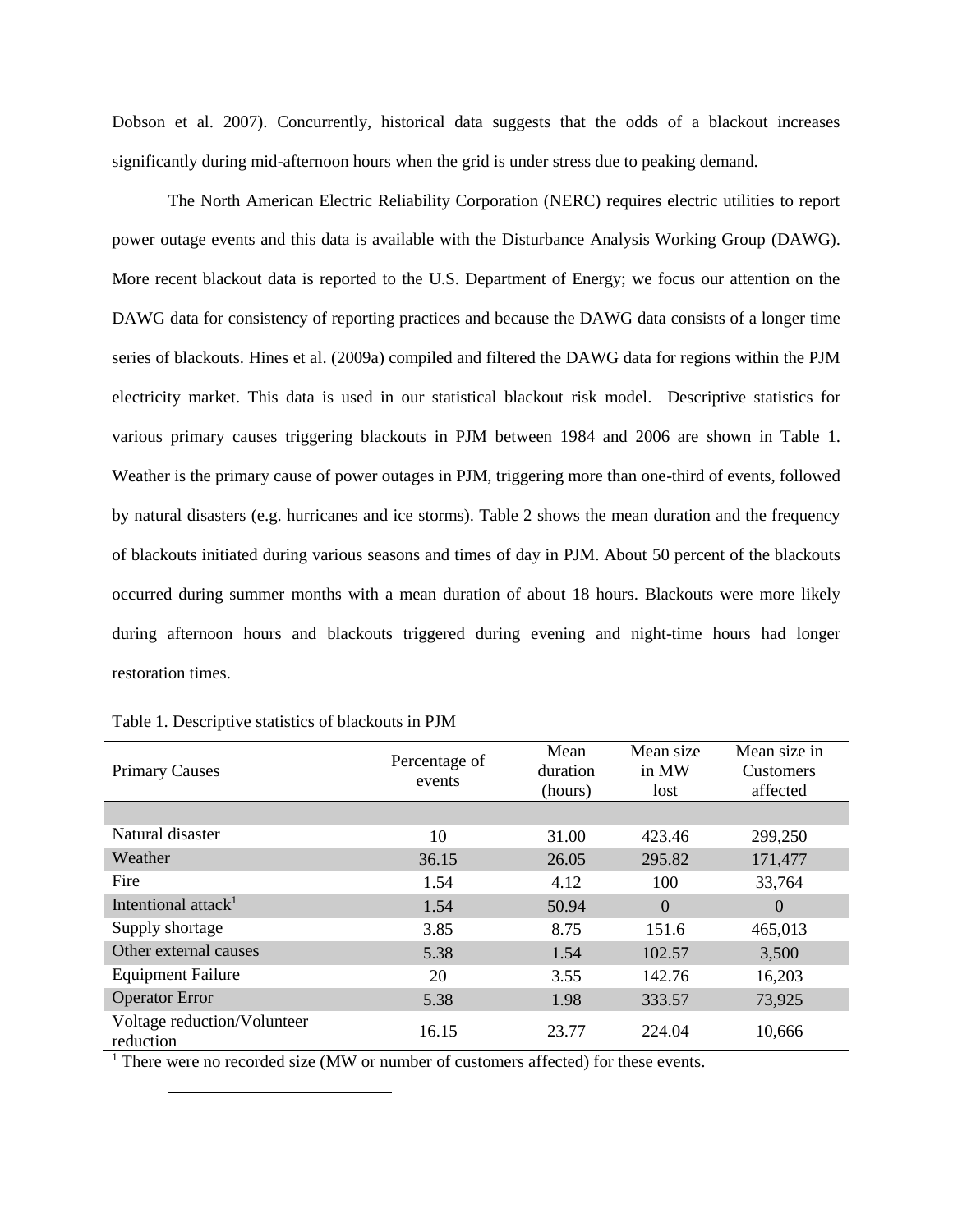Dobson et al. 2007). Concurrently, historical data suggests that the odds of a blackout increases significantly during mid-afternoon hours when the grid is under stress due to peaking demand.

The North American Electric Reliability Corporation (NERC) requires electric utilities to report power outage events and this data is available with the Disturbance Analysis Working Group (DAWG). More recent blackout data is reported to the U.S. Department of Energy; we focus our attention on the DAWG data for consistency of reporting practices and because the DAWG data consists of a longer time series of blackouts. Hines et al. (2009a) compiled and filtered the DAWG data for regions within the PJM electricity market. This data is used in our statistical blackout risk model. Descriptive statistics for various primary causes triggering blackouts in PJM between 1984 and 2006 are shown in Table 1. Weather is the primary cause of power outages in PJM, triggering more than one-third of events, followed by natural disasters (e.g. hurricanes and ice storms). Table 2 shows the mean duration and the frequency of blackouts initiated during various seasons and times of day in PJM. About 50 percent of the blackouts occurred during summer months with a mean duration of about 18 hours. Blackouts were more likely during afternoon hours and blackouts triggered during evening and night-time hours had longer restoration times.

Table 1. Descriptive statistics of blackouts in PJM

| Primary Causes | Percentage of events | Mean duration (hours) | Mean size in MW lost | Mean size in Customers affected |
|---|---|---|---|---|
| Natural disaster | 10 | 31.00 | 423.46 | 299,250 |
| Weather | 36.15 | 26.05 | 295.82 | 171,477 |
| Fire | 1.54 | 4.12 | 100 | 33,764 |
| Intentional attack[1] | 1.54 | 50.94 | 0 | 0 |
| Supply shortage | 3.85 | 8.75 | 151.6 | 465,013 |
| Other external causes | 5.38 | 1.54 | 102.57 | 3,500 |
| Equipment Failure | 20 | 3.55 | 142.76 | 16,203 |
| Operator Error | 5.38 | 1.98 | 333.57 | 73,925 |
| Voltage reduction/Volunteer reduction | 16.15 | 23.77 | 224.04 | 10,666 |

[1] There were no recorded size (MW or number of customers affected) for these events.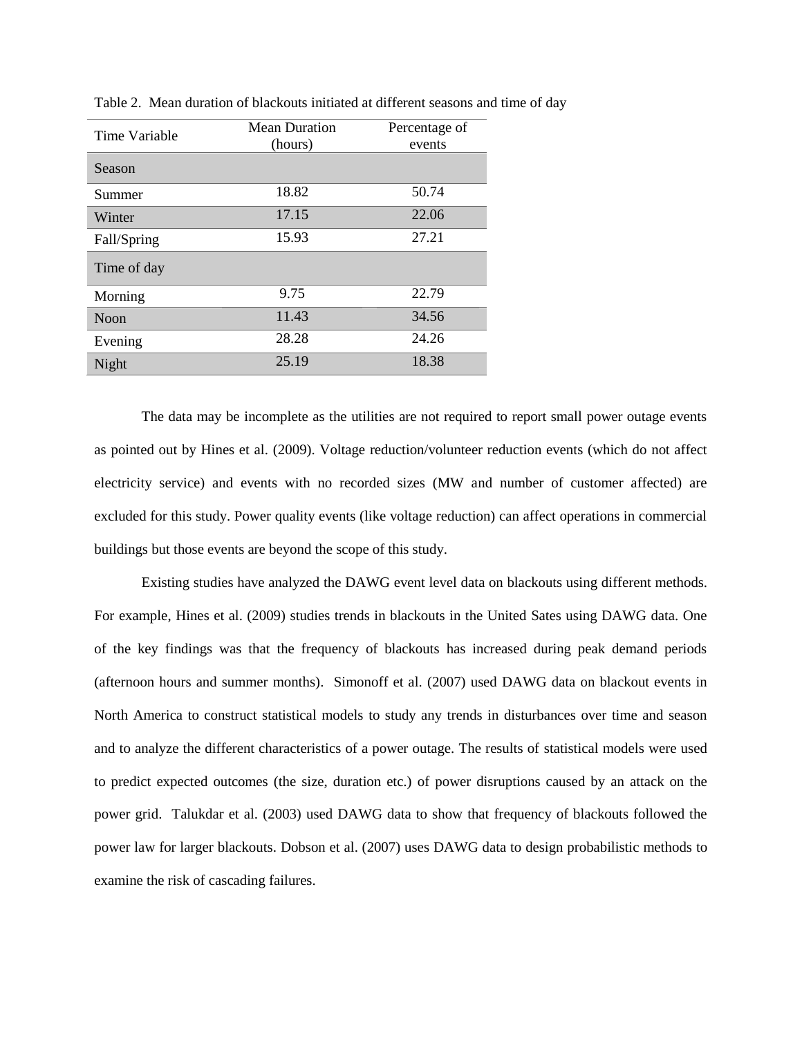Table 2. Mean duration of blackouts initiated at different seasons and time of day

| Time Variable | Mean Duration (hours) | Percentage of events |
|---|---|---|
| Season | | |
| Summer | 18.82 | 50.74 |
| Winter | 17.15 | 22.06 |
| Fall/Spring | 15.93 | 27.21 |
| Time of day | | |
| Morning | 9.75 | 22.79 |
| Noon | 11.43 | 34.56 |
| Evening | 28.28 | 24.26 |
| Night | 25.19 | 18.38 |

The data may be incomplete as the utilities are not required to report small power outage events as pointed out by Hines et al. (2009). Voltage reduction/volunteer reduction events (which do not affect electricity service) and events with no recorded sizes (MW and number of customer affected) are excluded for this study. Power quality events (like voltage reduction) can affect operations in commercial buildings but those events are beyond the scope of this study.

Existing studies have analyzed the DAWG event level data on blackouts using different methods. For example, Hines et al. (2009) studies trends in blackouts in the United Sates using DAWG data. One of the key findings was that the frequency of blackouts has increased during peak demand periods (afternoon hours and summer months). Simonoff et al. (2007) used DAWG data on blackout events in North America to construct statistical models to study any trends in disturbances over time and season and to analyze the different characteristics of a power outage. The results of statistical models were used to predict expected outcomes (the size, duration etc.) of power disruptions caused by an attack on the power grid. Talukdar et al. (2003) used DAWG data to show that frequency of blackouts followed the power law for larger blackouts. Dobson et al. (2007) uses DAWG data to design probabilistic methods to examine the risk of cascading failures.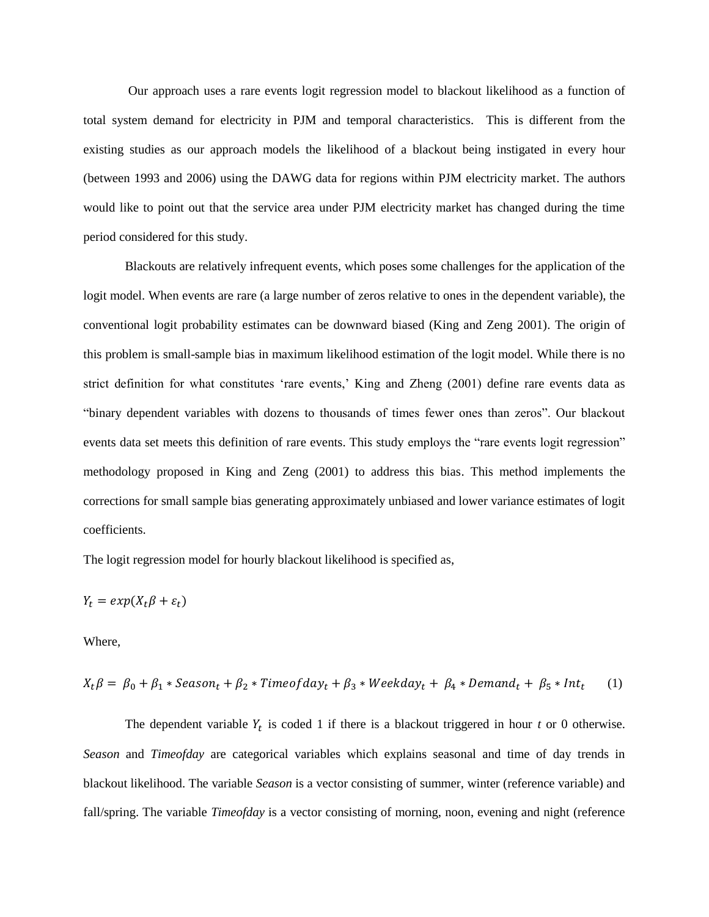Our approach uses a rare events logit regression model to blackout likelihood as a function of total system demand for electricity in PJM and temporal characteristics. This is different from the existing studies as our approach models the likelihood of a blackout being instigated in every hour (between 1993 and 2006) using the DAWG data for regions within PJM electricity market. The authors would like to point out that the service area under PJM electricity market has changed during the time period considered for this study.

Blackouts are relatively infrequent events, which poses some challenges for the application of the logit model. When events are rare (a large number of zeros relative to ones in the dependent variable), the conventional logit probability estimates can be downward biased (King and Zeng 2001). The origin of this problem is small-sample bias in maximum likelihood estimation of the logit model. While there is no strict definition for what constitutes 'rare events,' King and Zheng (2001) define rare events data as "binary dependent variables with dozens to thousands of times fewer ones than zeros". Our blackout events data set meets this definition of rare events. This study employs the "rare events logit regression" methodology proposed in King and Zeng (2001) to address this bias. This method implements the corrections for small sample bias generating approximately unbiased and lower variance estimates of logit coefficients.

The logit regression model for hourly blackout likelihood is specified as,

$$Y_t = exp(X_t\beta + \varepsilon_t)$$

Where,

$$X_t\beta = \beta_0 + \beta_1 * Season_t + \beta_2 * Timeofday_t + \beta_3 * Weekday_t + \beta_4 * Demand_t + \beta_5 * Int_t \qquad (1)$$

The dependent variable $Y_t$ is coded 1 if there is a blackout triggered in hour *t* or 0 otherwise. *Season* and *Timeofday* are categorical variables which explains seasonal and time of day trends in blackout likelihood. The variable *Season* is a vector consisting of summer, winter (reference variable) and fall/spring. The variable *Timeofday* is a vector consisting of morning, noon, evening and night (reference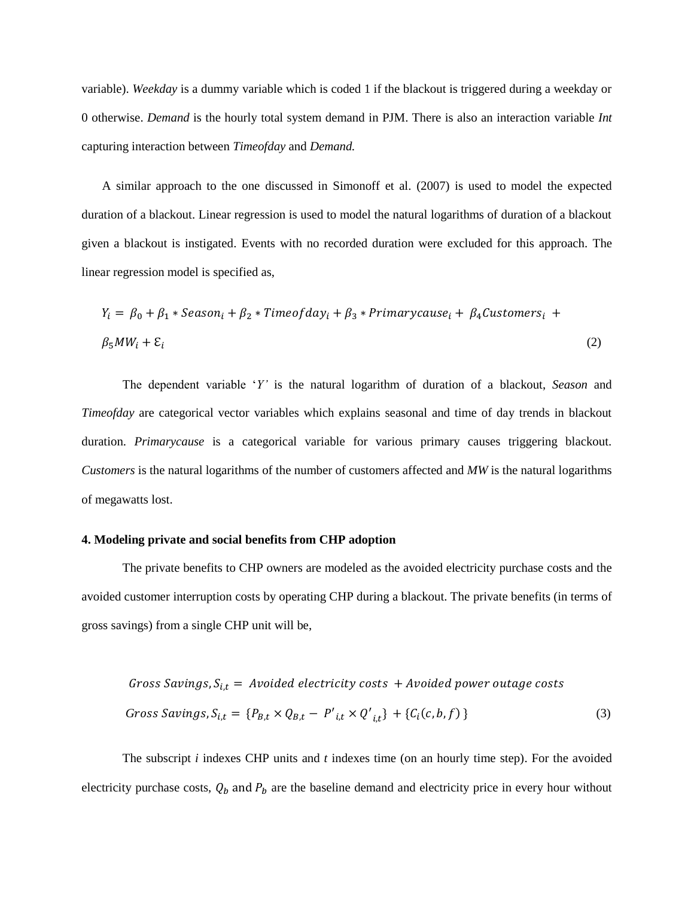variable). *Weekday* is a dummy variable which is coded 1 if the blackout is triggered during a weekday or 0 otherwise. *Demand* is the hourly total system demand in PJM. There is also an interaction variable *Int* capturing interaction between *Timeofday* and *Demand.*

A similar approach to the one discussed in Simonoff et al. (2007) is used to model the expected duration of a blackout. Linear regression is used to model the natural logarithms of duration of a blackout given a blackout is instigated. Events with no recorded duration were excluded for this approach. The linear regression model is specified as,

$$Y_i = \beta_0 + \beta_1 * Season_i + \beta_2 * Timeofday_i + \beta_3 * Primarycause_i + \beta_4 Customers_i + \beta_5 MW_i + \mathcal{E}_i \quad (2)$$

The dependent variable '$Y$' is the natural logarithm of duration of a blackout, *Season* and *Timeofday* are categorical vector variables which explains seasonal and time of day trends in blackout duration. *Primarycause* is a categorical variable for various primary causes triggering blackout. *Customers* is the natural logarithms of the number of customers affected and *MW* is the natural logarithms of megawatts lost.

**4. Modeling private and social benefits from CHP adoption**

The private benefits to CHP owners are modeled as the avoided electricity purchase costs and the avoided customer interruption costs by operating CHP during a blackout. The private benefits (in terms of gross savings) from a single CHP unit will be,

$$Gross\ Savings, S_{i,t} = Avoided\ electricity\ costs\ + Avoided\ power\ outage\ costs$$

$$Gross\ Savings, S_{i,t} = \{P_{B,t} \times Q_{B,t} - P'_{i,t} \times Q'_{i,t}\} + \{C_i(c, b, f)\} \quad (3)$$

The subscript *i* indexes CHP units and *t* indexes time (on an hourly time step). For the avoided electricity purchase costs, $Q_b$ and $P_b$ are the baseline demand and electricity price in every hour without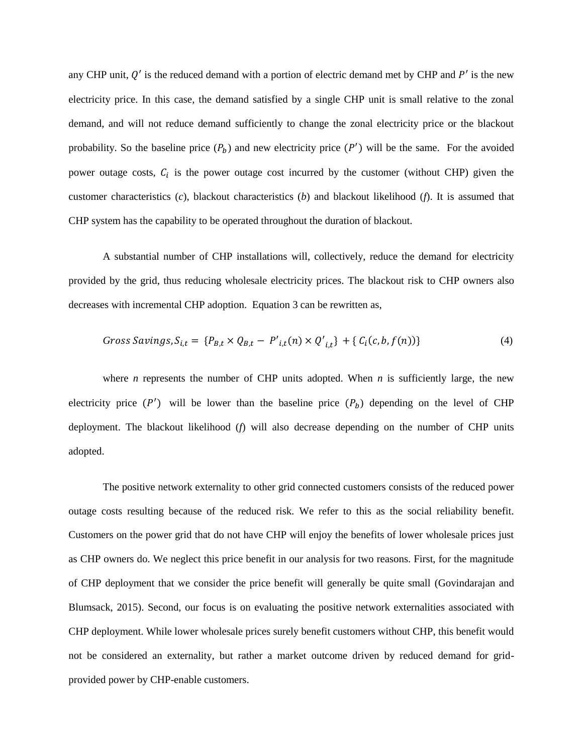any CHP unit, $Q'$ is the reduced demand with a portion of electric demand met by CHP and $P'$ is the new electricity price. In this case, the demand satisfied by a single CHP unit is small relative to the zonal demand, and will not reduce demand sufficiently to change the zonal electricity price or the blackout probability. So the baseline price ($P_b$) and new electricity price ($P'$) will be the same. For the avoided power outage costs, $C_i$ is the power outage cost incurred by the customer (without CHP) given the customer characteristics (*c*), blackout characteristics (*b*) and blackout likelihood (*f*). It is assumed that CHP system has the capability to be operated throughout the duration of blackout.

A substantial number of CHP installations will, collectively, reduce the demand for electricity provided by the grid, thus reducing wholesale electricity prices. The blackout risk to CHP owners also decreases with incremental CHP adoption. Equation 3 can be rewritten as,

$$Gross\ Savings, S_{i,t} = \{P_{B,t} \times Q_{B,t} - P'_{i,t}(n) \times Q'_{i,t}\} + \{C_i(c, b, f(n))\} \tag{4}$$

where *n* represents the number of CHP units adopted. When *n* is sufficiently large, the new electricity price ($P'$) will be lower than the baseline price ($P_b$) depending on the level of CHP deployment. The blackout likelihood (*f*) will also decrease depending on the number of CHP units adopted.

The positive network externality to other grid connected customers consists of the reduced power outage costs resulting because of the reduced risk. We refer to this as the social reliability benefit. Customers on the power grid that do not have CHP will enjoy the benefits of lower wholesale prices just as CHP owners do. We neglect this price benefit in our analysis for two reasons. First, for the magnitude of CHP deployment that we consider the price benefit will generally be quite small (Govindarajan and Blumsack, 2015). Second, our focus is on evaluating the positive network externalities associated with CHP deployment. While lower wholesale prices surely benefit customers without CHP, this benefit would not be considered an externality, but rather a market outcome driven by reduced demand for grid-provided power by CHP-enable customers.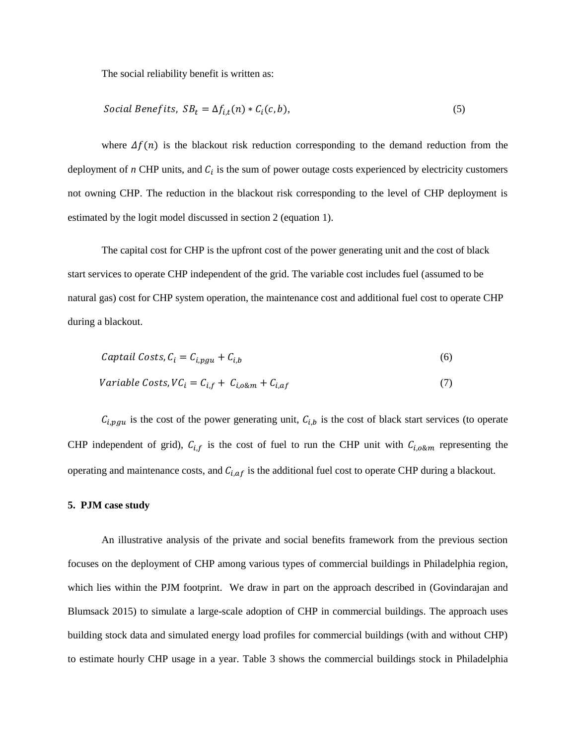The social reliability benefit is written as:

$$Social\ Benefits,\ SB_t = \Delta f_{i,t}(n) * C_i(c,b), \tag{5}$$

where $\Delta f(n)$ is the blackout risk reduction corresponding to the demand reduction from the deployment of *n* CHP units, and $C_i$ is the sum of power outage costs experienced by electricity customers not owning CHP. The reduction in the blackout risk corresponding to the level of CHP deployment is estimated by the logit model discussed in section 2 (equation 1).

The capital cost for CHP is the upfront cost of the power generating unit and the cost of black start services to operate CHP independent of the grid. The variable cost includes fuel (assumed to be natural gas) cost for CHP system operation, the maintenance cost and additional fuel cost to operate CHP during a blackout.

$$Captail\ Costs, C_i = C_{i,pgu} + C_{i,b} \tag{6}$$

$$Variable\ Costs, VC_i = C_{i,f} + C_{i,o\&m} + C_{i,af} \tag{7}$$

$C_{i,pgu}$ is the cost of the power generating unit, $C_{i,b}$ is the cost of black start services (to operate CHP independent of grid), $C_{i,f}$ is the cost of fuel to run the CHP unit with $C_{i,o\&m}$ representing the operating and maintenance costs, and $C_{i,af}$ is the additional fuel cost to operate CHP during a blackout.

## 5. PJM case study

An illustrative analysis of the private and social benefits framework from the previous section focuses on the deployment of CHP among various types of commercial buildings in Philadelphia region, which lies within the PJM footprint. We draw in part on the approach described in (Govindarajan and Blumsack 2015) to simulate a large-scale adoption of CHP in commercial buildings. The approach uses building stock data and simulated energy load profiles for commercial buildings (with and without CHP) to estimate hourly CHP usage in a year. Table 3 shows the commercial buildings stock in Philadelphia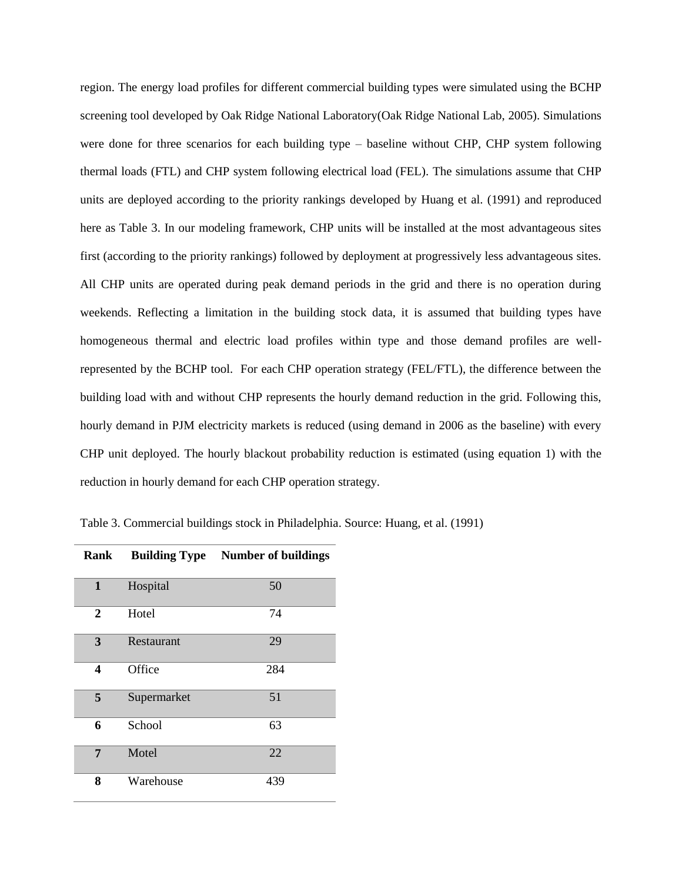region. The energy load profiles for different commercial building types were simulated using the BCHP screening tool developed by Oak Ridge National Laboratory(Oak Ridge National Lab, 2005). Simulations were done for three scenarios for each building type – baseline without CHP, CHP system following thermal loads (FTL) and CHP system following electrical load (FEL). The simulations assume that CHP units are deployed according to the priority rankings developed by Huang et al. (1991) and reproduced here as Table 3. In our modeling framework, CHP units will be installed at the most advantageous sites first (according to the priority rankings) followed by deployment at progressively less advantageous sites. All CHP units are operated during peak demand periods in the grid and there is no operation during weekends. Reflecting a limitation in the building stock data, it is assumed that building types have homogeneous thermal and electric load profiles within type and those demand profiles are well-represented by the BCHP tool. For each CHP operation strategy (FEL/FTL), the difference between the building load with and without CHP represents the hourly demand reduction in the grid. Following this, hourly demand in PJM electricity markets is reduced (using demand in 2006 as the baseline) with every CHP unit deployed. The hourly blackout probability reduction is estimated (using equation 1) with the reduction in hourly demand for each CHP operation strategy.

Table 3. Commercial buildings stock in Philadelphia. Source: Huang, et al. (1991)

| Rank | Building Type | Number of buildings |
|---|---|---|
| 1 | Hospital | 50 |
| 2 | Hotel | 74 |
| 3 | Restaurant | 29 |
| 4 | Office | 284 |
| 5 | Supermarket | 51 |
| 6 | School | 63 |
| 7 | Motel | 22 |
| 8 | Warehouse | 439 |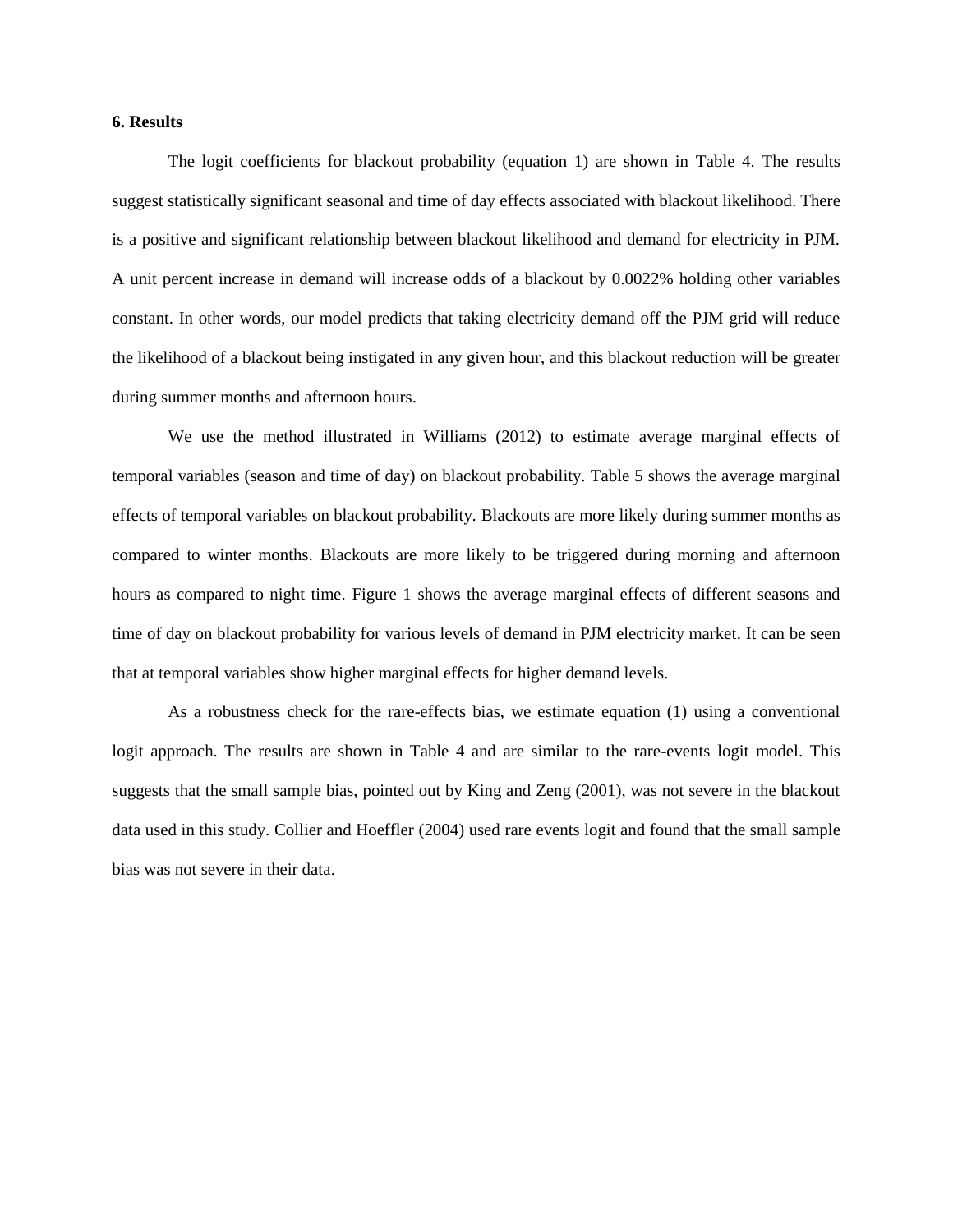**6. Results**

The logit coefficients for blackout probability (equation 1) are shown in Table 4. The results suggest statistically significant seasonal and time of day effects associated with blackout likelihood. There is a positive and significant relationship between blackout likelihood and demand for electricity in PJM. A unit percent increase in demand will increase odds of a blackout by 0.0022% holding other variables constant. In other words, our model predicts that taking electricity demand off the PJM grid will reduce the likelihood of a blackout being instigated in any given hour, and this blackout reduction will be greater during summer months and afternoon hours.

We use the method illustrated in Williams (2012) to estimate average marginal effects of temporal variables (season and time of day) on blackout probability. Table 5 shows the average marginal effects of temporal variables on blackout probability. Blackouts are more likely during summer months as compared to winter months. Blackouts are more likely to be triggered during morning and afternoon hours as compared to night time. Figure 1 shows the average marginal effects of different seasons and time of day on blackout probability for various levels of demand in PJM electricity market. It can be seen that at temporal variables show higher marginal effects for higher demand levels.

As a robustness check for the rare-effects bias, we estimate equation (1) using a conventional logit approach. The results are shown in Table 4 and are similar to the rare-events logit model. This suggests that the small sample bias, pointed out by King and Zeng (2001), was not severe in the blackout data used in this study. Collier and Hoeffler (2004) used rare events logit and found that the small sample bias was not severe in their data.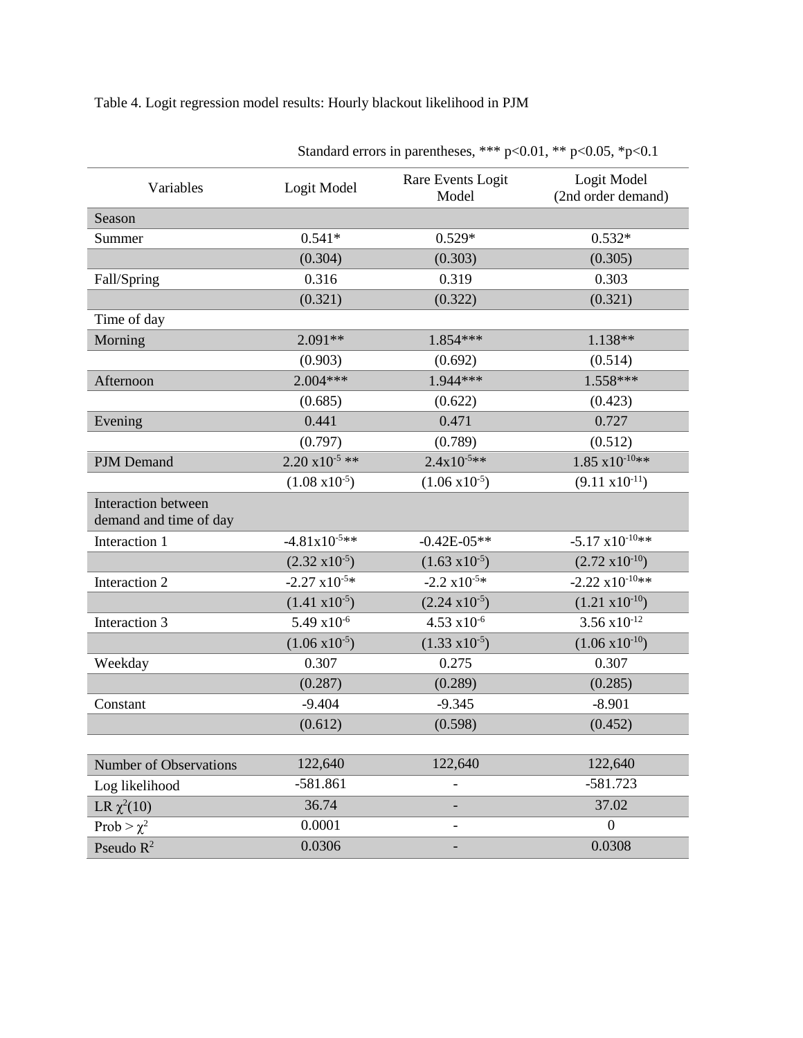Table 4. Logit regression model results: Hourly blackout likelihood in PJM

Standard errors in parentheses, *** p<0.01, ** p<0.05, *p<0.1

| Variables | Logit Model | Rare Events Logit Model | Logit Model (2nd order demand) |
|---|---|---|---|
| Season | | | |
| Summer | 0.541* | 0.529* | 0.532* |
| | (0.304) | (0.303) | (0.305) |
| Fall/Spring | 0.316 | 0.319 | 0.303 |
| | (0.321) | (0.322) | (0.321) |
| Time of day | | | |
| Morning | 2.091** | 1.854*** | 1.138** |
| | (0.903) | (0.692) | (0.514) |
| Afternoon | 2.004*** | 1.944*** | 1.558*** |
| | (0.685) | (0.622) | (0.423) |
| Evening | 0.441 | 0.471 | 0.727 |
| | (0.797) | (0.789) | (0.512) |
| PJM Demand | $2.20 \times 10^{-5}$ ** | $2.4 \times 10^{-5}$** | $1.85 \times 10^{-10}$** |
| | ($1.08 \times 10^{-5}$) | ($1.06 \times 10^{-5}$) | ($9.11 \times 10^{-11}$) |
| Interaction between demand and time of day | | | |
| Interaction 1 | $-4.81 \times 10^{-5}$** | -0.42E-05** | $-5.17 \times 10^{-10}$** |
| | ($2.32 \times 10^{-5}$) | ($1.63 \times 10^{-5}$) | ($2.72 \times 10^{-10}$) |
| Interaction 2 | $-2.27 \times 10^{-5}$* | $-2.2 \times 10^{-5}$* | $-2.22 \times 10^{-10}$** |
| | ($1.41 \times 10^{-5}$) | ($2.24 \times 10^{-5}$) | ($1.21 \times 10^{-10}$) |
| Interaction 3 | $5.49 \times 10^{-6}$ | $4.53 \times 10^{-6}$ | $3.56 \times 10^{-12}$ |
| | ($1.06 \times 10^{-5}$) | ($1.33 \times 10^{-5}$) | ($1.06 \times 10^{-10}$) |
| Weekday | 0.307 | 0.275 | 0.307 |
| | (0.287) | (0.289) | (0.285) |
| Constant | -9.404 | -9.345 | -8.901 |
| | (0.612) | (0.598) | (0.452) |
| | | | |
| Number of Observations | 122,640 | 122,640 | 122,640 |
| Log likelihood | -581.861 | - | -581.723 |
| LR $\chi^2(10)$ | 36.74 | - | 37.02 |
| Prob > $\chi^2$ | 0.0001 | - | 0 |
| Pseudo $R^2$ | 0.0306 | - | 0.0308 |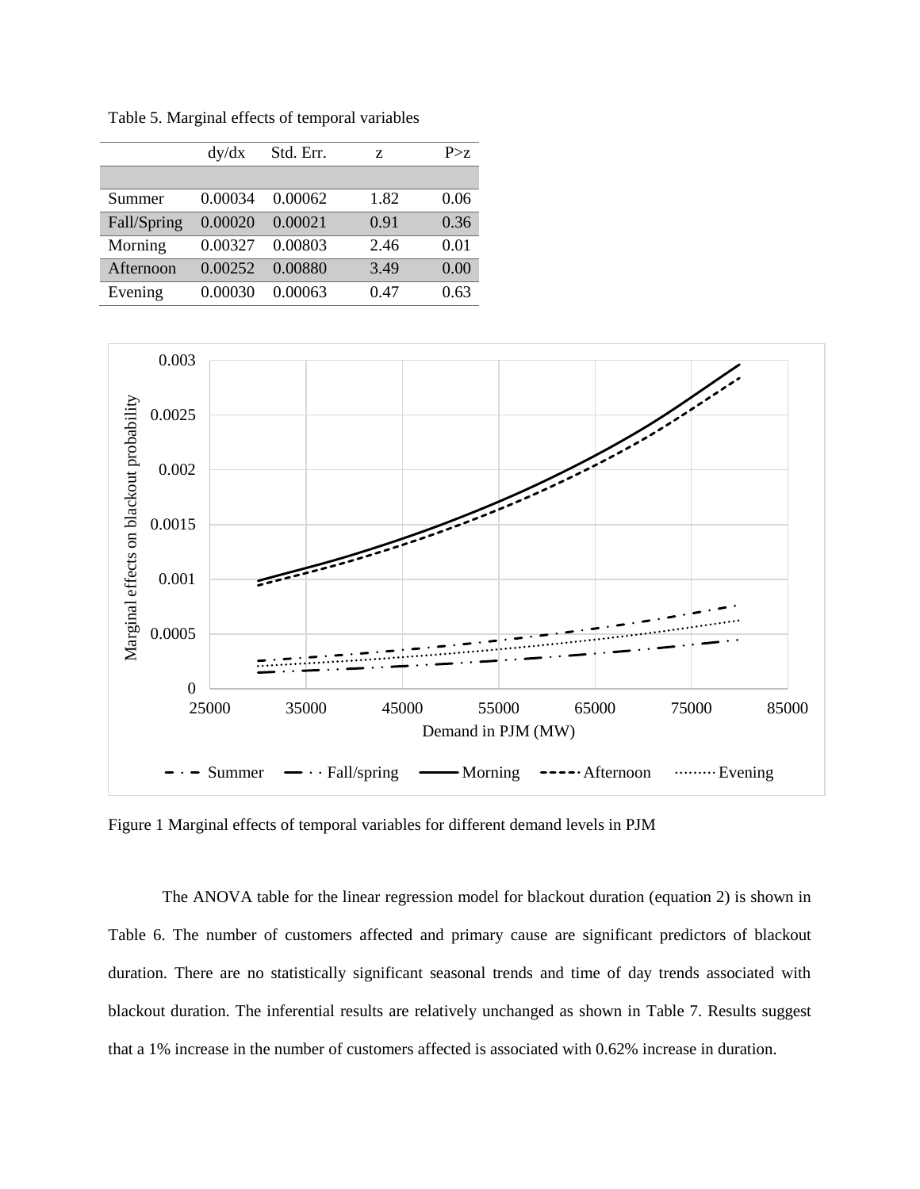Table 5. Marginal effects of temporal variables

| | dy/dx | Std. Err. | z | P>z |
|---|---|---|---|---|
| | | | | |
| Summer | 0.00034 | 0.00062 | 1.82 | 0.06 |
| Fall/Spring | 0.00020 | 0.00021 | 0.91 | 0.36 |
| Morning | 0.00327 | 0.00803 | 2.46 | 0.01 |
| Afternoon | 0.00252 | 0.00880 | 3.49 | 0.00 |
| Evening | 0.00030 | 0.00063 | 0.47 | 0.63 |

Figure 1 Marginal effects of temporal variables for different demand levels in PJM

The ANOVA table for the linear regression model for blackout duration (equation 2) is shown in Table 6. The number of customers affected and primary cause are significant predictors of blackout duration. There are no statistically significant seasonal trends and time of day trends associated with blackout duration. The inferential results are relatively unchanged as shown in Table 7. Results suggest that a 1% increase in the number of customers affected is associated with 0.62% increase in duration.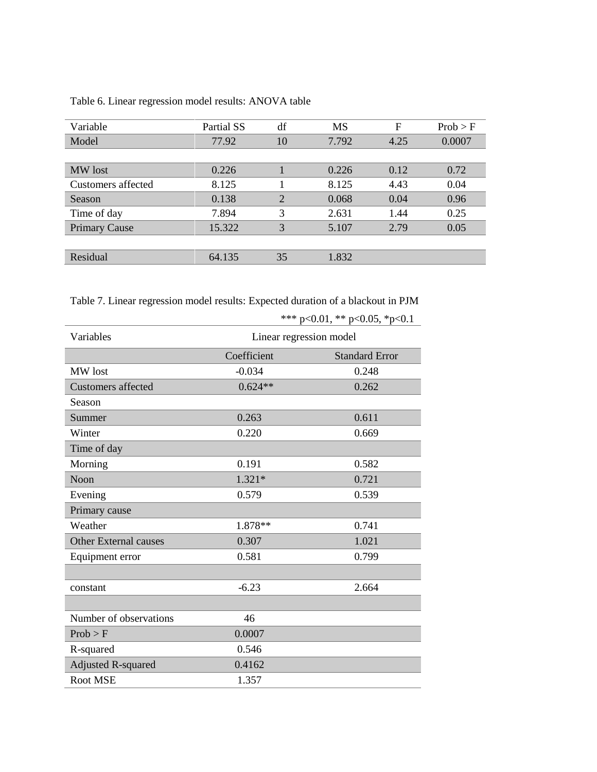Table 6. Linear regression model results: ANOVA table

| Variable | Partial SS | df | MS | F | Prob > F |
|---|---|---|---|---|---|
| Model | 77.92 | 10 | 7.792 | 4.25 | 0.0007 |
| | | | | | |
| MW lost | 0.226 | 1 | 0.226 | 0.12 | 0.72 |
| Customers affected | 8.125 | 1 | 8.125 | 4.43 | 0.04 |
| Season | 0.138 | 2 | 0.068 | 0.04 | 0.96 |
| Time of day | 7.894 | 3 | 2.631 | 1.44 | 0.25 |
| Primary Cause | 15.322 | 3 | 5.107 | 2.79 | 0.05 |
| | | | | | |
| Residual | 64.135 | 35 | 1.832 | | |

Table 7. Linear regression model results: Expected duration of a blackout in PJM

*** p<0.01, ** p<0.05, *p<0.1

| Variables | Linear regression model | |
|---|---|---|
| | Coefficient | Standard Error |
| MW lost | -0.034 | 0.248 |
| Customers affected | 0.624** | 0.262 |
| Season | | |
| Summer | 0.263 | 0.611 |
| Winter | 0.220 | 0.669 |
| Time of day | | |
| Morning | 0.191 | 0.582 |
| Noon | 1.321* | 0.721 |
| Evening | 0.579 | 0.539 |
| Primary cause | | |
| Weather | 1.878** | 0.741 |
| Other External causes | 0.307 | 1.021 |
| Equipment error | 0.581 | 0.799 |
| | | |
| constant | -6.23 | 2.664 |
| | | |
| Number of observations | 46 | |
| Prob > F | 0.0007 | |
| R-squared | 0.546 | |
| Adjusted R-squared | 0.4162 | |
| Root MSE | 1.357 | |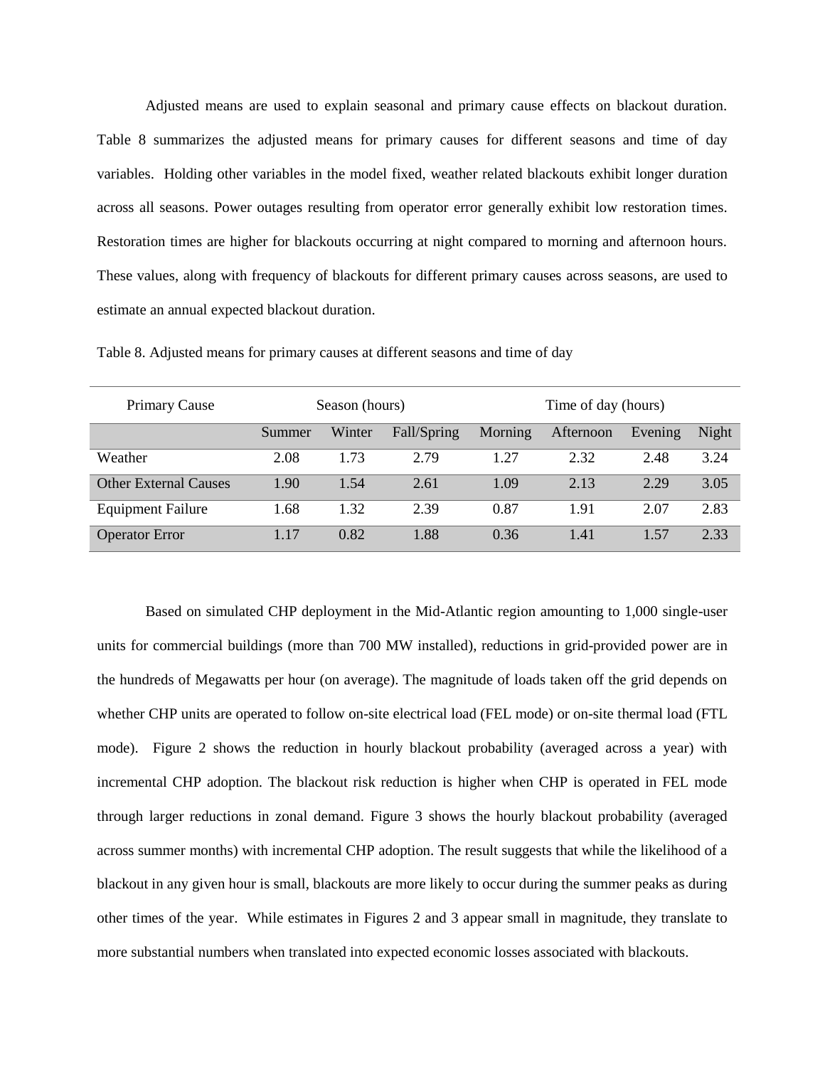Adjusted means are used to explain seasonal and primary cause effects on blackout duration. Table 8 summarizes the adjusted means for primary causes for different seasons and time of day variables. Holding other variables in the model fixed, weather related blackouts exhibit longer duration across all seasons. Power outages resulting from operator error generally exhibit low restoration times. Restoration times are higher for blackouts occurring at night compared to morning and afternoon hours. These values, along with frequency of blackouts for different primary causes across seasons, are used to estimate an annual expected blackout duration.

Table 8. Adjusted means for primary causes at different seasons and time of day

| Primary Cause | Season (hours) | | | Time of day (hours) | | | |
|---|---|---|---|---|---|---|---|
| | Summer | Winter | Fall/Spring | Morning | Afternoon | Evening | Night |
| Weather | 2.08 | 1.73 | 2.79 | 1.27 | 2.32 | 2.48 | 3.24 |
| Other External Causes | 1.90 | 1.54 | 2.61 | 1.09 | 2.13 | 2.29 | 3.05 |
| Equipment Failure | 1.68 | 1.32 | 2.39 | 0.87 | 1.91 | 2.07 | 2.83 |
| Operator Error | 1.17 | 0.82 | 1.88 | 0.36 | 1.41 | 1.57 | 2.33 |

Based on simulated CHP deployment in the Mid-Atlantic region amounting to 1,000 single-user units for commercial buildings (more than 700 MW installed), reductions in grid-provided power are in the hundreds of Megawatts per hour (on average). The magnitude of loads taken off the grid depends on whether CHP units are operated to follow on-site electrical load (FEL mode) or on-site thermal load (FTL mode). Figure 2 shows the reduction in hourly blackout probability (averaged across a year) with incremental CHP adoption. The blackout risk reduction is higher when CHP is operated in FEL mode through larger reductions in zonal demand. Figure 3 shows the hourly blackout probability (averaged across summer months) with incremental CHP adoption. The result suggests that while the likelihood of a blackout in any given hour is small, blackouts are more likely to occur during the summer peaks as during other times of the year. While estimates in Figures 2 and 3 appear small in magnitude, they translate to more substantial numbers when translated into expected economic losses associated with blackouts.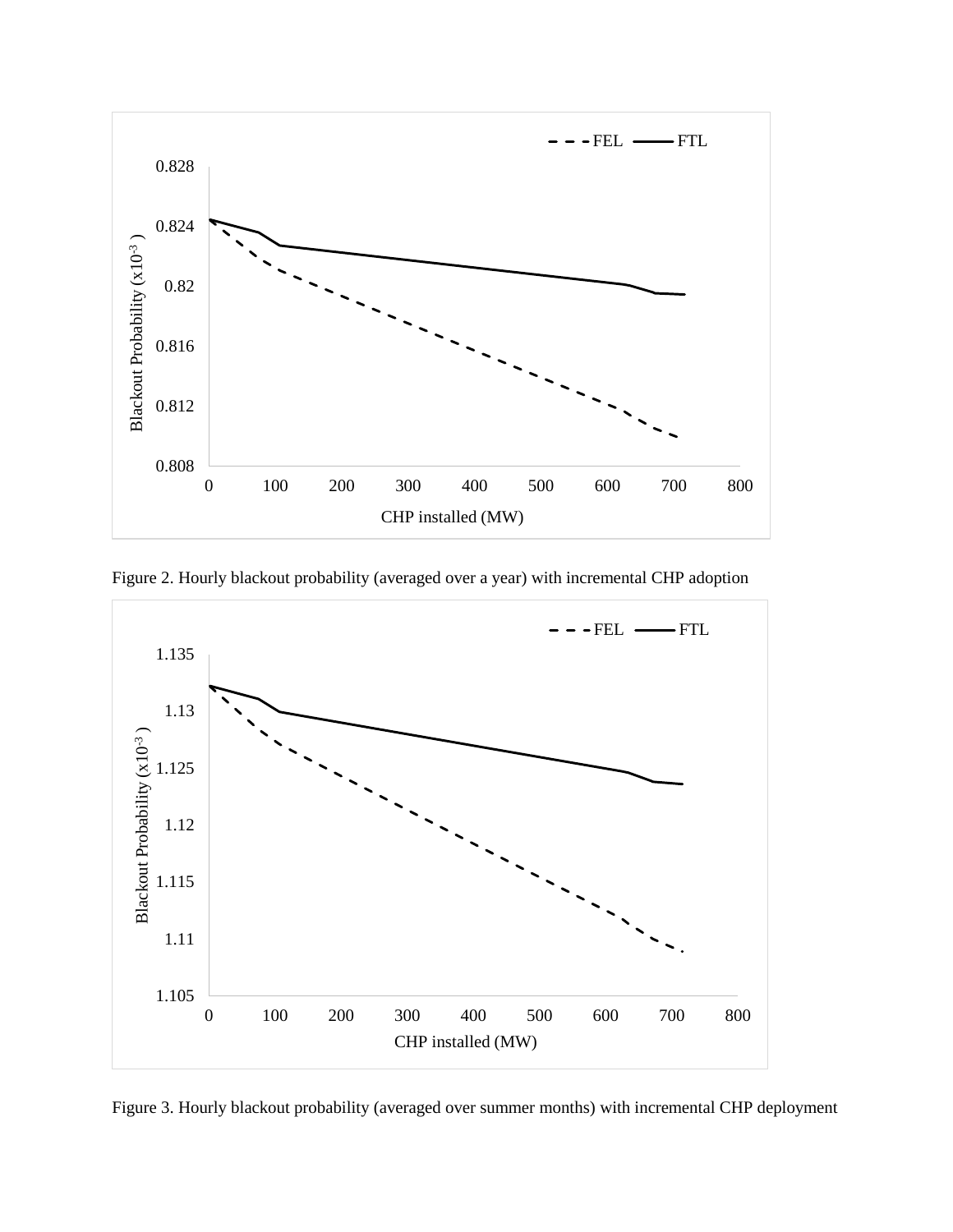Figure 2. Hourly blackout probability (averaged over a year) with incremental CHP adoption

Figure 3. Hourly blackout probability (averaged over summer months) with incremental CHP deployment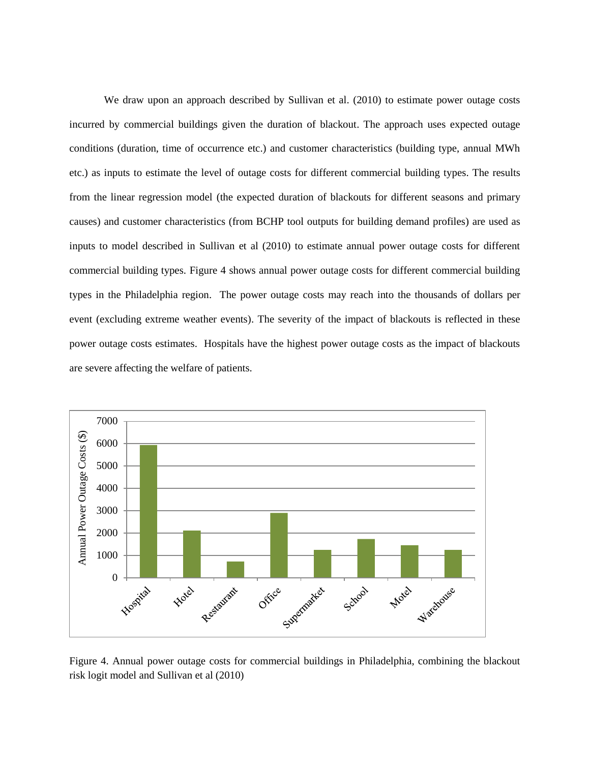We draw upon an approach described by Sullivan et al. (2010) to estimate power outage costs incurred by commercial buildings given the duration of blackout. The approach uses expected outage conditions (duration, time of occurrence etc.) and customer characteristics (building type, annual MWh etc.) as inputs to estimate the level of outage costs for different commercial building types. The results from the linear regression model (the expected duration of blackouts for different seasons and primary causes) and customer characteristics (from BCHP tool outputs for building demand profiles) are used as inputs to model described in Sullivan et al (2010) to estimate annual power outage costs for different commercial building types. Figure 4 shows annual power outage costs for different commercial building types in the Philadelphia region. The power outage costs may reach into the thousands of dollars per event (excluding extreme weather events). The severity of the impact of blackouts is reflected in these power outage costs estimates. Hospitals have the highest power outage costs as the impact of blackouts are severe affecting the welfare of patients.

Figure 4. Annual power outage costs for commercial buildings in Philadelphia, combining the blackout risk logit model and Sullivan et al (2010)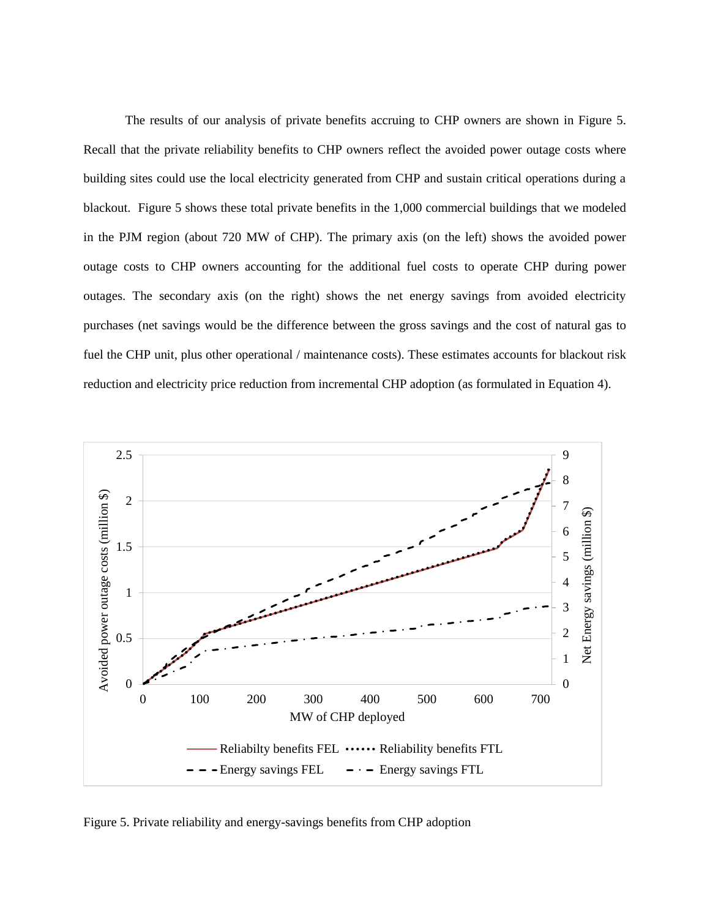The results of our analysis of private benefits accruing to CHP owners are shown in Figure 5. Recall that the private reliability benefits to CHP owners reflect the avoided power outage costs where building sites could use the local electricity generated from CHP and sustain critical operations during a blackout. Figure 5 shows these total private benefits in the 1,000 commercial buildings that we modeled in the PJM region (about 720 MW of CHP). The primary axis (on the left) shows the avoided power outage costs to CHP owners accounting for the additional fuel costs to operate CHP during power outages. The secondary axis (on the right) shows the net energy savings from avoided electricity purchases (net savings would be the difference between the gross savings and the cost of natural gas to fuel the CHP unit, plus other operational / maintenance costs). These estimates accounts for blackout risk reduction and electricity price reduction from incremental CHP adoption (as formulated in Equation 4).

Figure 5. Private reliability and energy-savings benefits from CHP adoption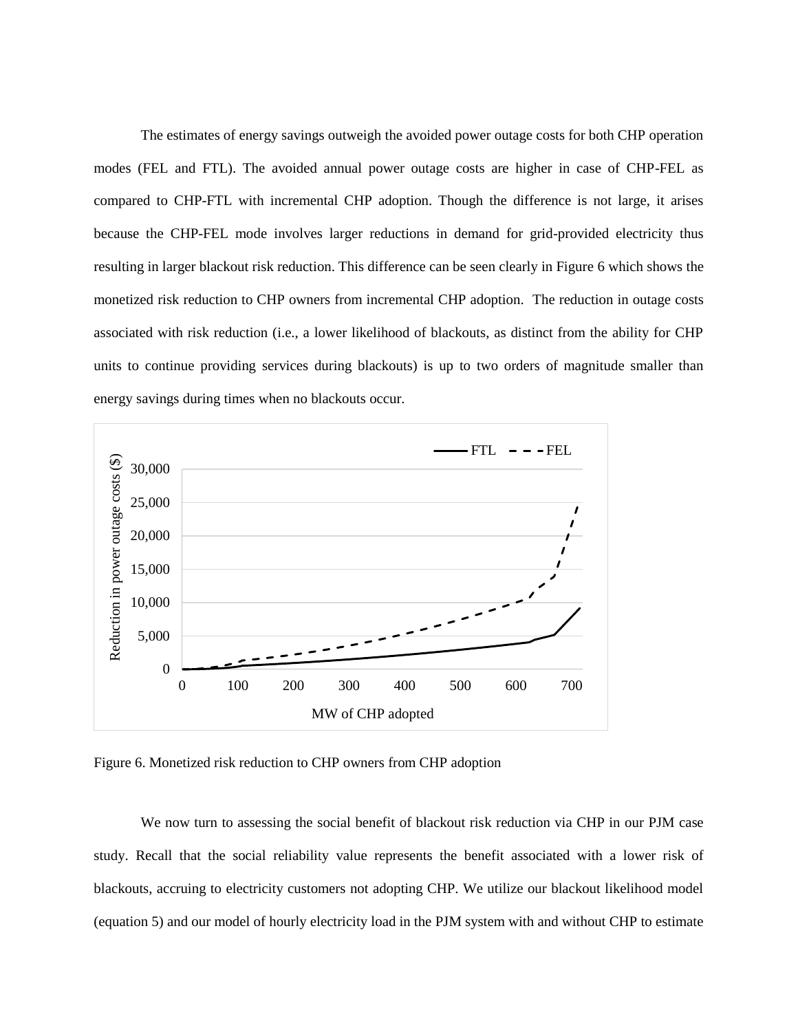The estimates of energy savings outweigh the avoided power outage costs for both CHP operation modes (FEL and FTL). The avoided annual power outage costs are higher in case of CHP-FEL as compared to CHP-FTL with incremental CHP adoption. Though the difference is not large, it arises because the CHP-FEL mode involves larger reductions in demand for grid-provided electricity thus resulting in larger blackout risk reduction. This difference can be seen clearly in Figure 6 which shows the monetized risk reduction to CHP owners from incremental CHP adoption. The reduction in outage costs associated with risk reduction (i.e., a lower likelihood of blackouts, as distinct from the ability for CHP units to continue providing services during blackouts) is up to two orders of magnitude smaller than energy savings during times when no blackouts occur.

Figure 6. Monetized risk reduction to CHP owners from CHP adoption

We now turn to assessing the social benefit of blackout risk reduction via CHP in our PJM case study. Recall that the social reliability value represents the benefit associated with a lower risk of blackouts, accruing to electricity customers not adopting CHP. We utilize our blackout likelihood model (equation 5) and our model of hourly electricity load in the PJM system with and without CHP to estimate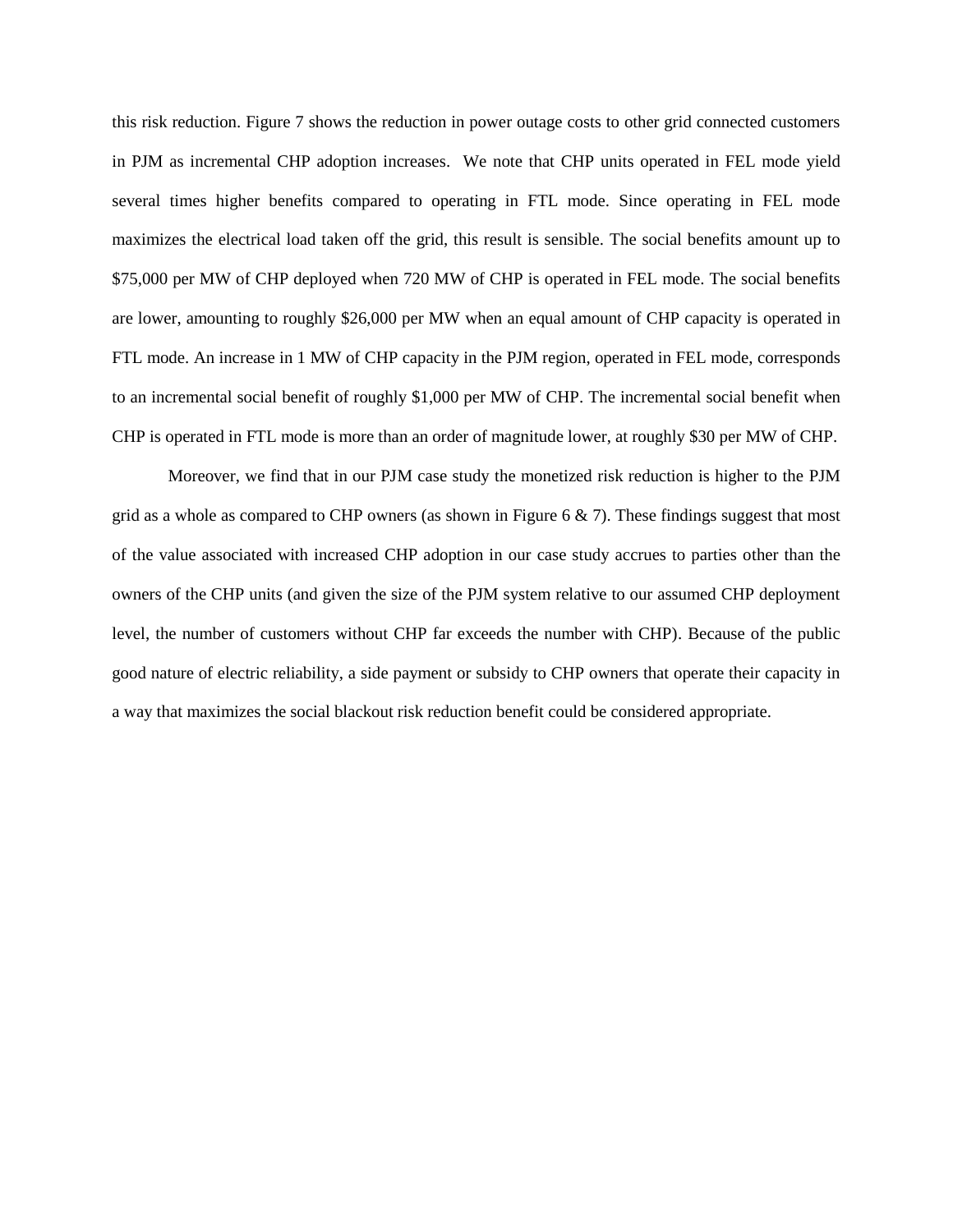this risk reduction. Figure 7 shows the reduction in power outage costs to other grid connected customers in PJM as incremental CHP adoption increases. We note that CHP units operated in FEL mode yield several times higher benefits compared to operating in FTL mode. Since operating in FEL mode maximizes the electrical load taken off the grid, this result is sensible. The social benefits amount up to $75,000 per MW of CHP deployed when 720 MW of CHP is operated in FEL mode. The social benefits are lower, amounting to roughly $26,000 per MW when an equal amount of CHP capacity is operated in FTL mode. An increase in 1 MW of CHP capacity in the PJM region, operated in FEL mode, corresponds to an incremental social benefit of roughly $1,000 per MW of CHP. The incremental social benefit when CHP is operated in FTL mode is more than an order of magnitude lower, at roughly $30 per MW of CHP.

Moreover, we find that in our PJM case study the monetized risk reduction is higher to the PJM grid as a whole as compared to CHP owners (as shown in Figure 6 & 7). These findings suggest that most of the value associated with increased CHP adoption in our case study accrues to parties other than the owners of the CHP units (and given the size of the PJM system relative to our assumed CHP deployment level, the number of customers without CHP far exceeds the number with CHP). Because of the public good nature of electric reliability, a side payment or subsidy to CHP owners that operate their capacity in a way that maximizes the social blackout risk reduction benefit could be considered appropriate.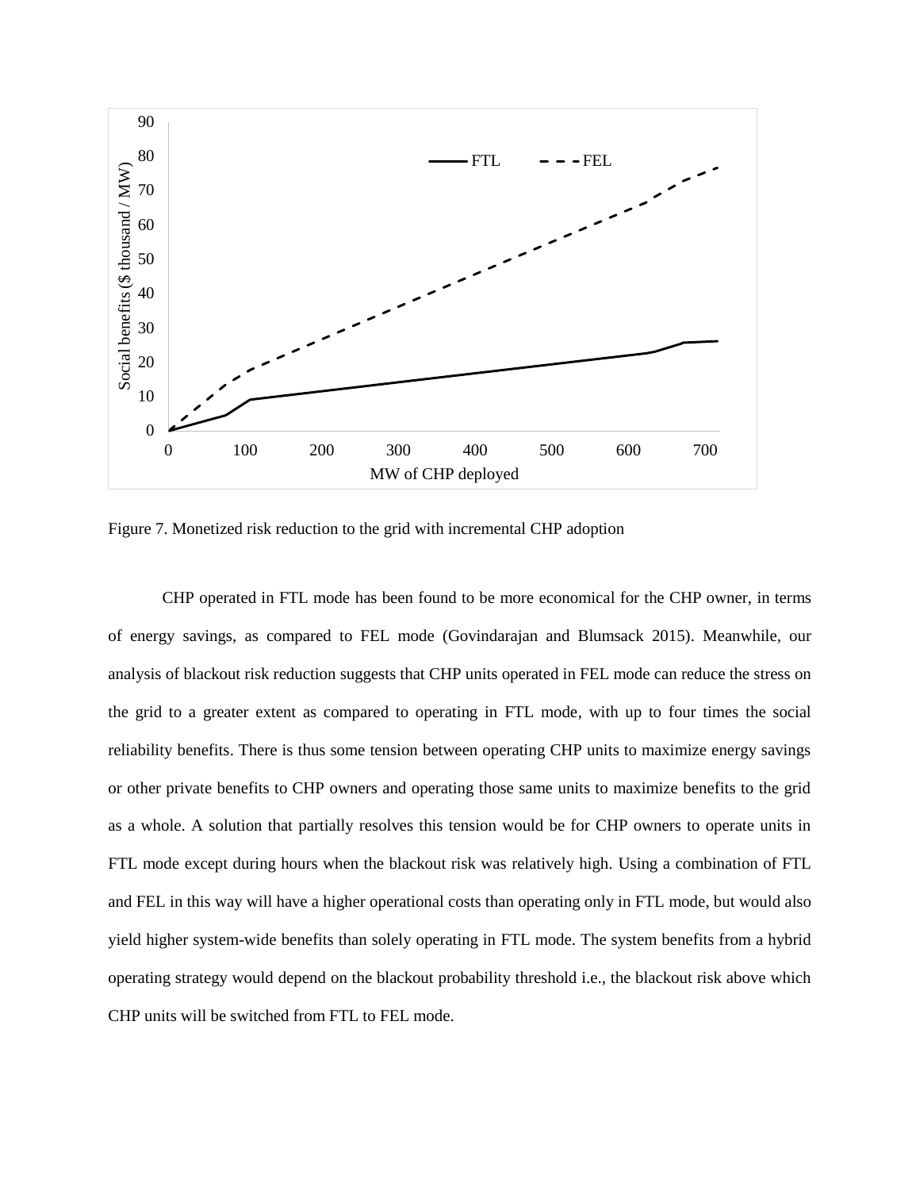Figure 7. Monetized risk reduction to the grid with incremental CHP adoption

CHP operated in FTL mode has been found to be more economical for the CHP owner, in terms of energy savings, as compared to FEL mode (Govindarajan and Blumsack 2015). Meanwhile, our analysis of blackout risk reduction suggests that CHP units operated in FEL mode can reduce the stress on the grid to a greater extent as compared to operating in FTL mode, with up to four times the social reliability benefits. There is thus some tension between operating CHP units to maximize energy savings or other private benefits to CHP owners and operating those same units to maximize benefits to the grid as a whole. A solution that partially resolves this tension would be for CHP owners to operate units in FTL mode except during hours when the blackout risk was relatively high. Using a combination of FTL and FEL in this way will have a higher operational costs than operating only in FTL mode, but would also yield higher system-wide benefits than solely operating in FTL mode. The system benefits from a hybrid operating strategy would depend on the blackout probability threshold i.e., the blackout risk above which CHP units will be switched from FTL to FEL mode.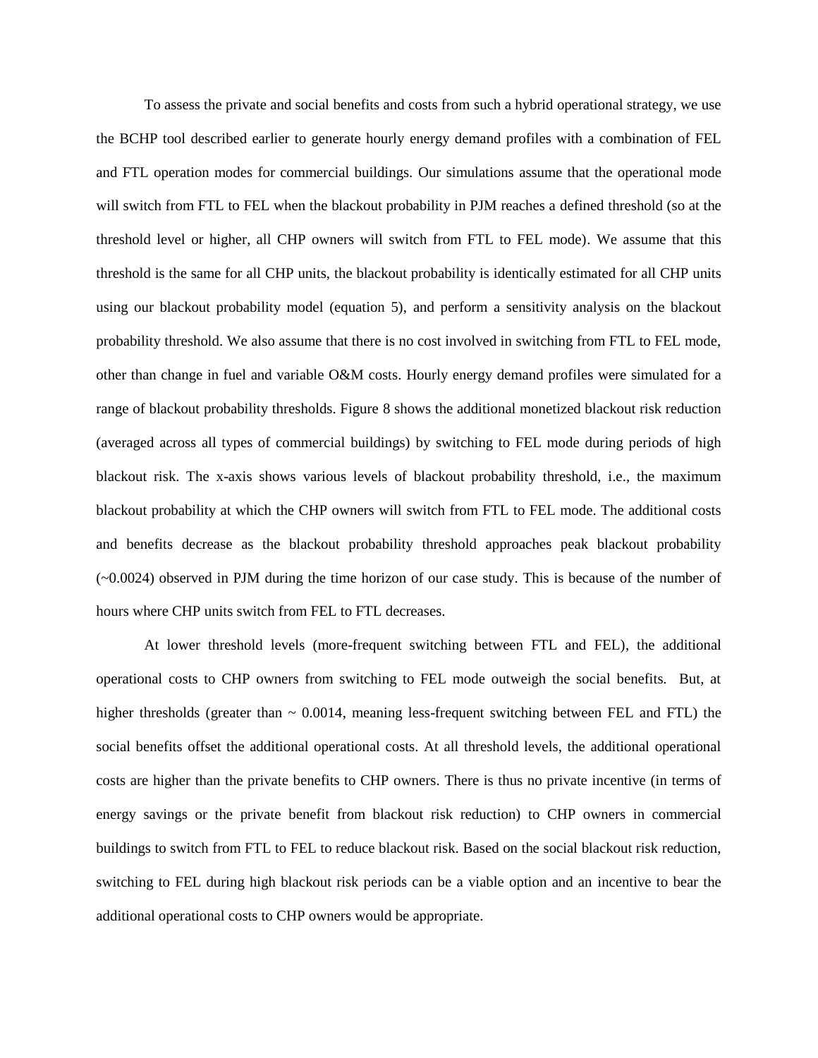To assess the private and social benefits and costs from such a hybrid operational strategy, we use the BCHP tool described earlier to generate hourly energy demand profiles with a combination of FEL and FTL operation modes for commercial buildings. Our simulations assume that the operational mode will switch from FTL to FEL when the blackout probability in PJM reaches a defined threshold (so at the threshold level or higher, all CHP owners will switch from FTL to FEL mode). We assume that this threshold is the same for all CHP units, the blackout probability is identically estimated for all CHP units using our blackout probability model (equation 5), and perform a sensitivity analysis on the blackout probability threshold. We also assume that there is no cost involved in switching from FTL to FEL mode, other than change in fuel and variable O&M costs. Hourly energy demand profiles were simulated for a range of blackout probability thresholds. Figure 8 shows the additional monetized blackout risk reduction (averaged across all types of commercial buildings) by switching to FEL mode during periods of high blackout risk. The x-axis shows various levels of blackout probability threshold, i.e., the maximum blackout probability at which the CHP owners will switch from FTL to FEL mode. The additional costs and benefits decrease as the blackout probability threshold approaches peak blackout probability (~0.0024) observed in PJM during the time horizon of our case study. This is because of the number of hours where CHP units switch from FEL to FTL decreases.

At lower threshold levels (more-frequent switching between FTL and FEL), the additional operational costs to CHP owners from switching to FEL mode outweigh the social benefits. But, at higher thresholds (greater than ~ 0.0014, meaning less-frequent switching between FEL and FTL) the social benefits offset the additional operational costs. At all threshold levels, the additional operational costs are higher than the private benefits to CHP owners. There is thus no private incentive (in terms of energy savings or the private benefit from blackout risk reduction) to CHP owners in commercial buildings to switch from FTL to FEL to reduce blackout risk. Based on the social blackout risk reduction, switching to FEL during high blackout risk periods can be a viable option and an incentive to bear the additional operational costs to CHP owners would be appropriate.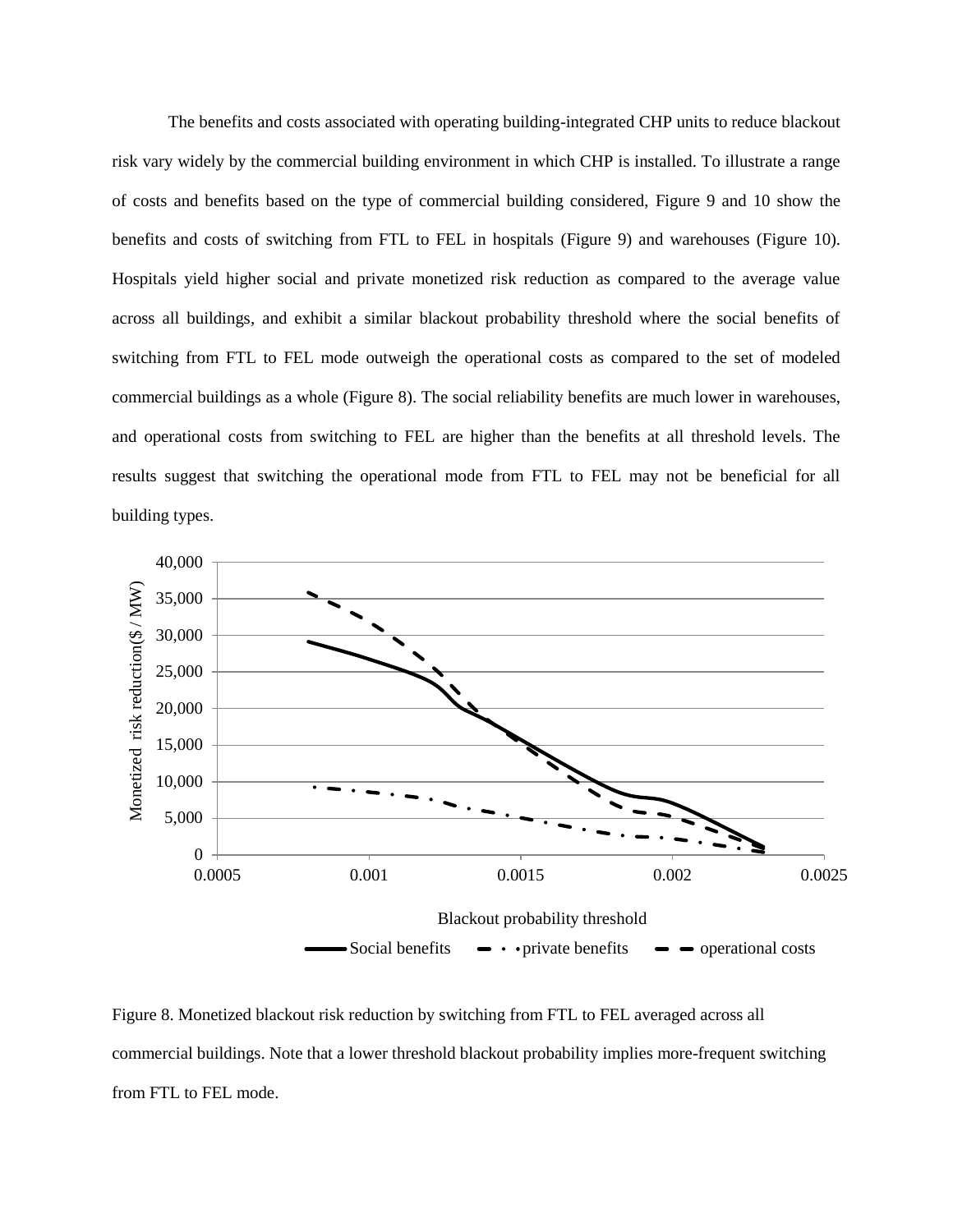The benefits and costs associated with operating building-integrated CHP units to reduce blackout risk vary widely by the commercial building environment in which CHP is installed. To illustrate a range of costs and benefits based on the type of commercial building considered, Figure 9 and 10 show the benefits and costs of switching from FTL to FEL in hospitals (Figure 9) and warehouses (Figure 10). Hospitals yield higher social and private monetized risk reduction as compared to the average value across all buildings, and exhibit a similar blackout probability threshold where the social benefits of switching from FTL to FEL mode outweigh the operational costs as compared to the set of modeled commercial buildings as a whole (Figure 8). The social reliability benefits are much lower in warehouses, and operational costs from switching to FEL are higher than the benefits at all threshold levels. The results suggest that switching the operational mode from FTL to FEL may not be beneficial for all building types.

Figure 8. Monetized blackout risk reduction by switching from FTL to FEL averaged across all commercial buildings. Note that a lower threshold blackout probability implies more-frequent switching from FTL to FEL mode.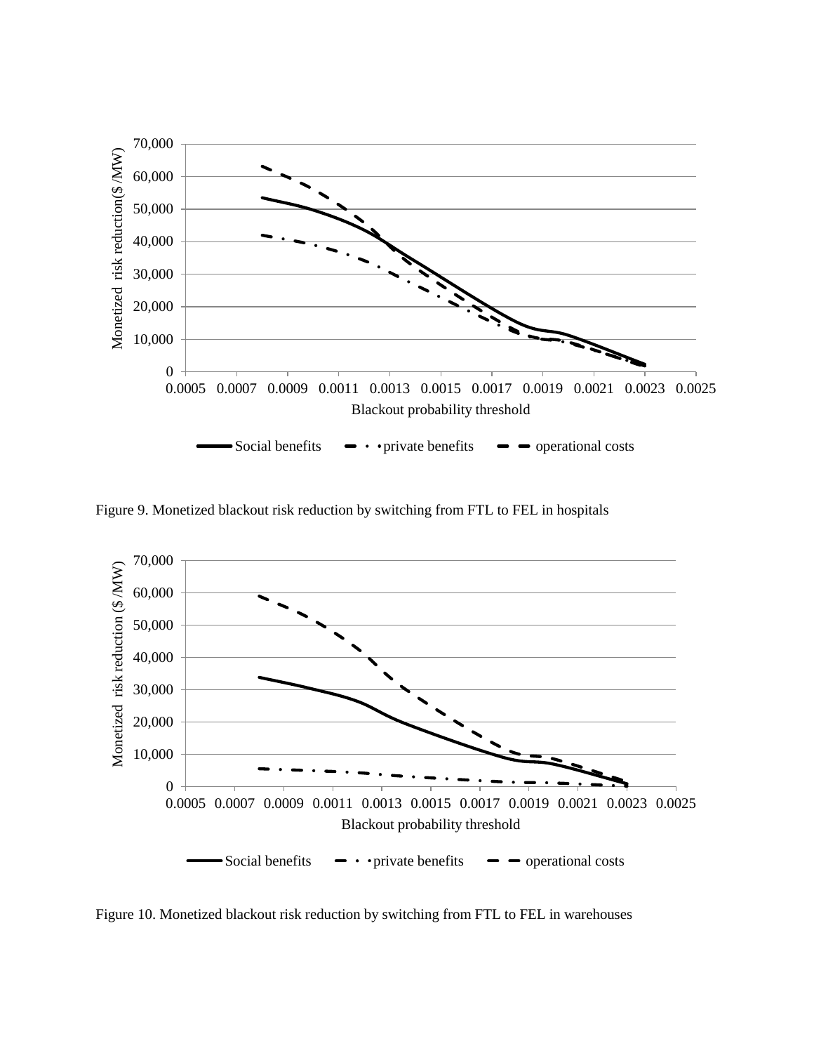Figure 9. Monetized blackout risk reduction by switching from FTL to FEL in hospitals

Figure 10. Monetized blackout risk reduction by switching from FTL to FEL in warehouses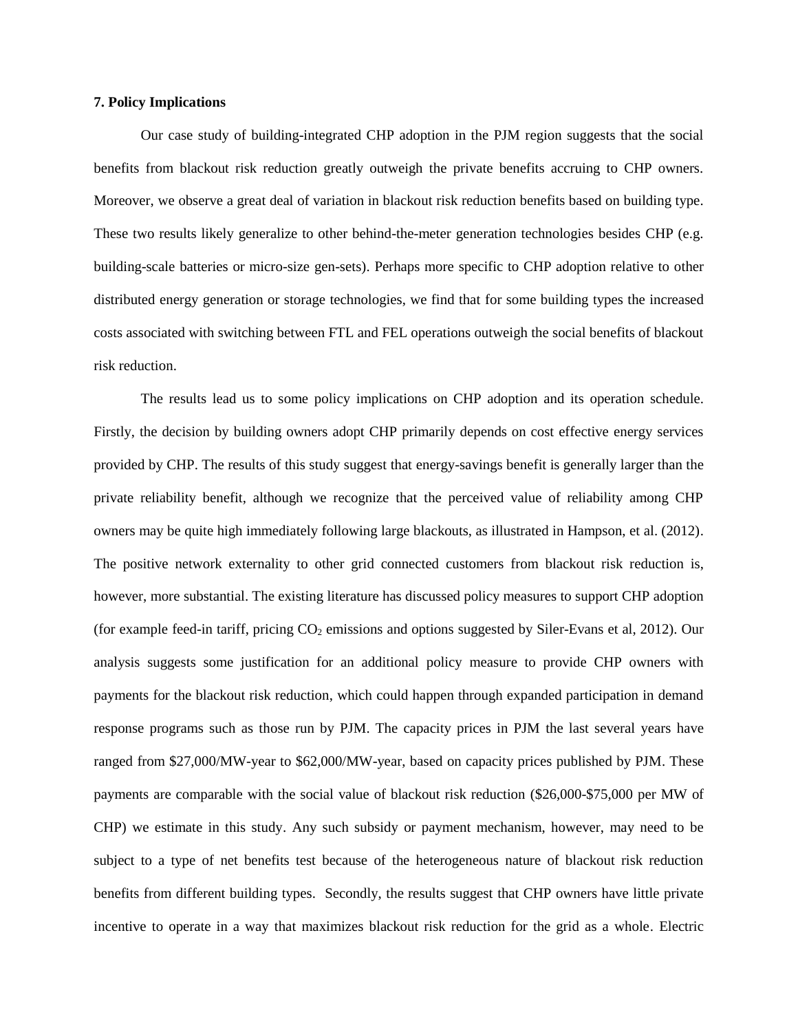**7. Policy Implications**

Our case study of building-integrated CHP adoption in the PJM region suggests that the social benefits from blackout risk reduction greatly outweigh the private benefits accruing to CHP owners. Moreover, we observe a great deal of variation in blackout risk reduction benefits based on building type. These two results likely generalize to other behind-the-meter generation technologies besides CHP (e.g. building-scale batteries or micro-size gen-sets). Perhaps more specific to CHP adoption relative to other distributed energy generation or storage technologies, we find that for some building types the increased costs associated with switching between FTL and FEL operations outweigh the social benefits of blackout risk reduction.

The results lead us to some policy implications on CHP adoption and its operation schedule. Firstly, the decision by building owners adopt CHP primarily depends on cost effective energy services provided by CHP. The results of this study suggest that energy-savings benefit is generally larger than the private reliability benefit, although we recognize that the perceived value of reliability among CHP owners may be quite high immediately following large blackouts, as illustrated in Hampson, et al. (2012). The positive network externality to other grid connected customers from blackout risk reduction is, however, more substantial. The existing literature has discussed policy measures to support CHP adoption (for example feed-in tariff, pricing $CO_2$ emissions and options suggested by Siler-Evans et al, 2012). Our analysis suggests some justification for an additional policy measure to provide CHP owners with payments for the blackout risk reduction, which could happen through expanded participation in demand response programs such as those run by PJM. The capacity prices in PJM the last several years have ranged from \$27,000/MW-year to \$62,000/MW-year, based on capacity prices published by PJM. These payments are comparable with the social value of blackout risk reduction (\$26,000-\$75,000 per MW of CHP) we estimate in this study. Any such subsidy or payment mechanism, however, may need to be subject to a type of net benefits test because of the heterogeneous nature of blackout risk reduction benefits from different building types. Secondly, the results suggest that CHP owners have little private incentive to operate in a way that maximizes blackout risk reduction for the grid as a whole. Electric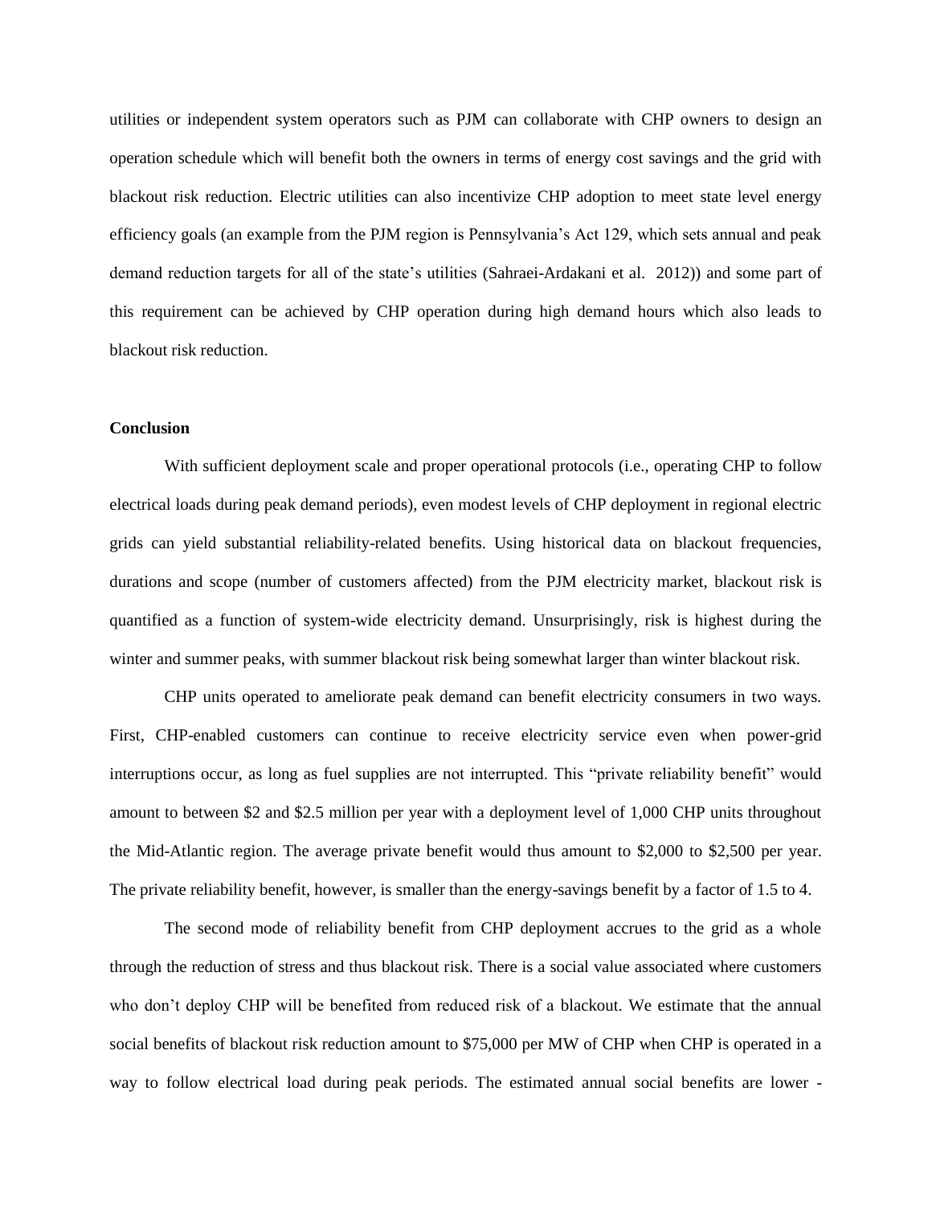utilities or independent system operators such as PJM can collaborate with CHP owners to design an operation schedule which will benefit both the owners in terms of energy cost savings and the grid with blackout risk reduction. Electric utilities can also incentivize CHP adoption to meet state level energy efficiency goals (an example from the PJM region is Pennsylvania's Act 129, which sets annual and peak demand reduction targets for all of the state's utilities (Sahraei-Ardakani et al. 2012)) and some part of this requirement can be achieved by CHP operation during high demand hours which also leads to blackout risk reduction.

## Conclusion

With sufficient deployment scale and proper operational protocols (i.e., operating CHP to follow electrical loads during peak demand periods), even modest levels of CHP deployment in regional electric grids can yield substantial reliability-related benefits. Using historical data on blackout frequencies, durations and scope (number of customers affected) from the PJM electricity market, blackout risk is quantified as a function of system-wide electricity demand. Unsurprisingly, risk is highest during the winter and summer peaks, with summer blackout risk being somewhat larger than winter blackout risk.

CHP units operated to ameliorate peak demand can benefit electricity consumers in two ways. First, CHP-enabled customers can continue to receive electricity service even when power-grid interruptions occur, as long as fuel supplies are not interrupted. This "private reliability benefit" would amount to between \$2 and \$2.5 million per year with a deployment level of 1,000 CHP units throughout the Mid-Atlantic region. The average private benefit would thus amount to \$2,000 to \$2,500 per year. The private reliability benefit, however, is smaller than the energy-savings benefit by a factor of 1.5 to 4.

The second mode of reliability benefit from CHP deployment accrues to the grid as a whole through the reduction of stress and thus blackout risk. There is a social value associated where customers who don't deploy CHP will be benefited from reduced risk of a blackout. We estimate that the annual social benefits of blackout risk reduction amount to \$75,000 per MW of CHP when CHP is operated in a way to follow electrical load during peak periods. The estimated annual social benefits are lower -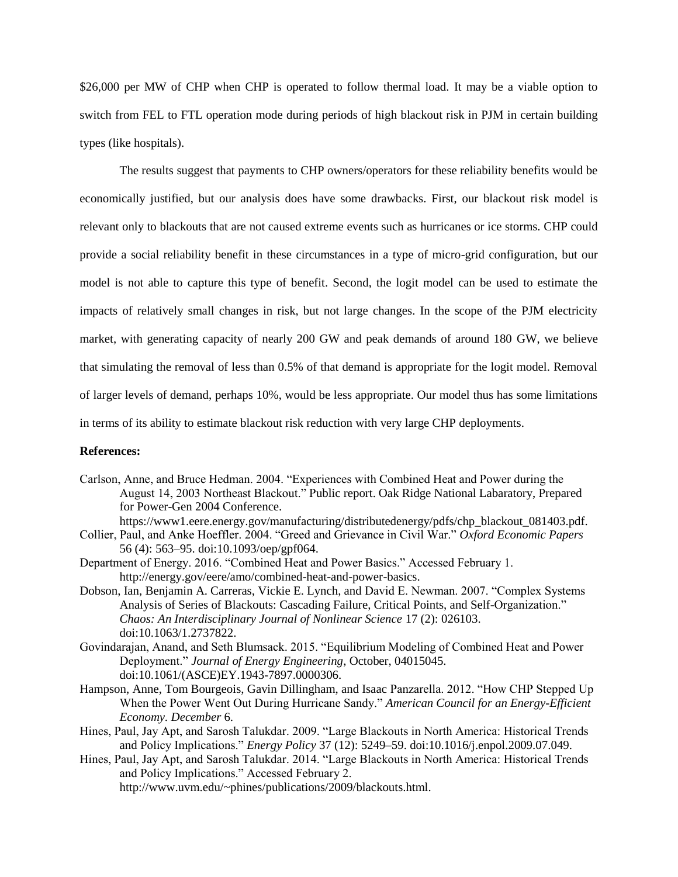$26,000 per MW of CHP when CHP is operated to follow thermal load. It may be a viable option to switch from FEL to FTL operation mode during periods of high blackout risk in PJM in certain building types (like hospitals).

The results suggest that payments to CHP owners/operators for these reliability benefits would be economically justified, but our analysis does have some drawbacks. First, our blackout risk model is relevant only to blackouts that are not caused extreme events such as hurricanes or ice storms. CHP could provide a social reliability benefit in these circumstances in a type of micro-grid configuration, but our model is not able to capture this type of benefit. Second, the logit model can be used to estimate the impacts of relatively small changes in risk, but not large changes. In the scope of the PJM electricity market, with generating capacity of nearly 200 GW and peak demands of around 180 GW, we believe that simulating the removal of less than 0.5% of that demand is appropriate for the logit model. Removal of larger levels of demand, perhaps 10%, would be less appropriate. Our model thus has some limitations in terms of its ability to estimate blackout risk reduction with very large CHP deployments.

**References:**

Carlson, Anne, and Bruce Hedman. 2004. "Experiences with Combined Heat and Power during the August 14, 2003 Northeast Blackout." Public report. Oak Ridge National Labaratory, Prepared for Power-Gen 2004 Conference. https://www1.eere.energy.gov/manufacturing/distributedenergy/pdfs/chp_blackout_081403.pdf.

Collier, Paul, and Anke Hoeffler. 2004. "Greed and Grievance in Civil War." *Oxford Economic Papers* 56 (4): 563–95. doi:10.1093/oep/gpf064.

Department of Energy. 2016. "Combined Heat and Power Basics." Accessed February 1. http://energy.gov/eere/amo/combined-heat-and-power-basics.

Dobson, Ian, Benjamin A. Carreras, Vickie E. Lynch, and David E. Newman. 2007. "Complex Systems Analysis of Series of Blackouts: Cascading Failure, Critical Points, and Self-Organization." *Chaos: An Interdisciplinary Journal of Nonlinear Science* 17 (2): 026103. doi:10.1063/1.2737822.

Govindarajan, Anand, and Seth Blumsack. 2015. "Equilibrium Modeling of Combined Heat and Power Deployment." *Journal of Energy Engineering*, October, 04015045. doi:10.1061/(ASCE)EY.1943-7897.0000306.

Hampson, Anne, Tom Bourgeois, Gavin Dillingham, and Isaac Panzarella. 2012. "How CHP Stepped Up When the Power Went Out During Hurricane Sandy." *American Council for an Energy-Efficient Economy. December* 6.

Hines, Paul, Jay Apt, and Sarosh Talukdar. 2009. "Large Blackouts in North America: Historical Trends and Policy Implications." *Energy Policy* 37 (12): 5249–59. doi:10.1016/j.enpol.2009.07.049.

Hines, Paul, Jay Apt, and Sarosh Talukdar. 2014. "Large Blackouts in North America: Historical Trends and Policy Implications." Accessed February 2. http://www.uvm.edu/~phines/publications/2009/blackouts.html.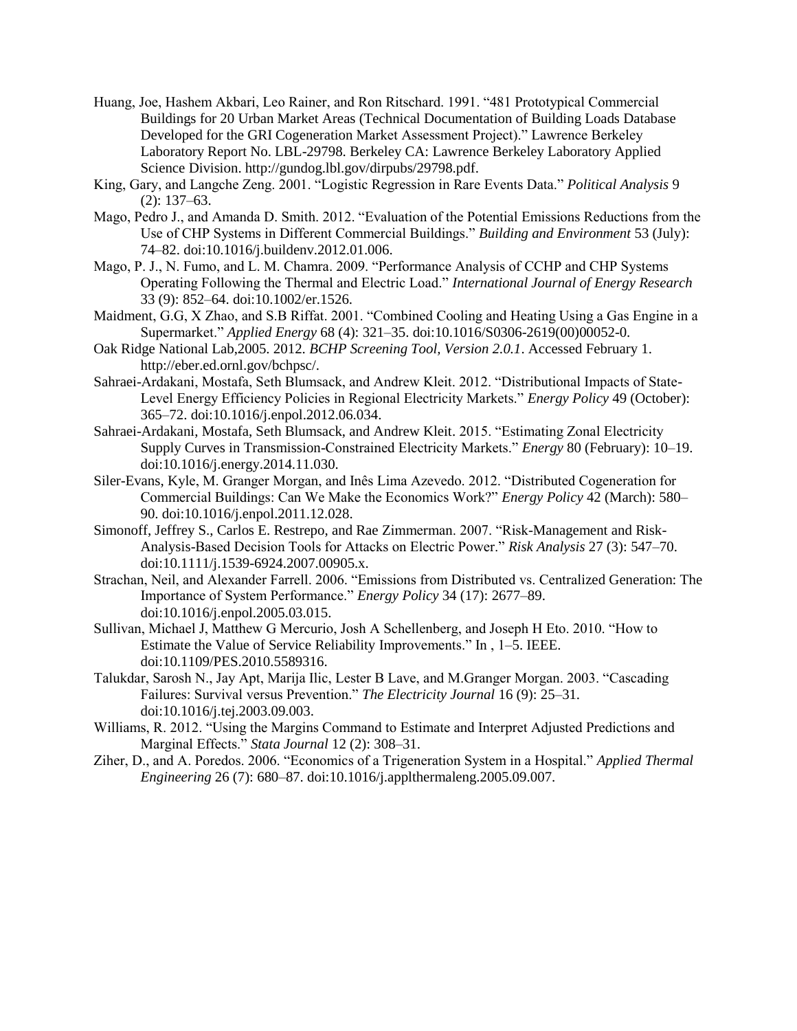Huang, Joe, Hashem Akbari, Leo Rainer, and Ron Ritschard. 1991. "481 Prototypical Commercial Buildings for 20 Urban Market Areas (Technical Documentation of Building Loads Database Developed for the GRI Cogeneration Market Assessment Project)." Lawrence Berkeley Laboratory Report No. LBL-29798. Berkeley CA: Lawrence Berkeley Laboratory Applied Science Division. http://gundog.lbl.gov/dirpubs/29798.pdf.

King, Gary, and Langche Zeng. 2001. "Logistic Regression in Rare Events Data." *Political Analysis* 9 (2): 137–63.

Mago, Pedro J., and Amanda D. Smith. 2012. "Evaluation of the Potential Emissions Reductions from the Use of CHP Systems in Different Commercial Buildings." *Building and Environment* 53 (July): 74–82. doi:10.1016/j.buildenv.2012.01.006.

Mago, P. J., N. Fumo, and L. M. Chamra. 2009. "Performance Analysis of CCHP and CHP Systems Operating Following the Thermal and Electric Load." *International Journal of Energy Research* 33 (9): 852–64. doi:10.1002/er.1526.

Maidment, G.G, X Zhao, and S.B Riffat. 2001. "Combined Cooling and Heating Using a Gas Engine in a Supermarket." *Applied Energy* 68 (4): 321–35. doi:10.1016/S0306-2619(00)00052-0.

Oak Ridge National Lab,2005. 2012. *BCHP Screening Tool, Version 2.0.1*. Accessed February 1. http://eber.ed.ornl.gov/bchpsc/.

Sahraei-Ardakani, Mostafa, Seth Blumsack, and Andrew Kleit. 2012. "Distributional Impacts of State-Level Energy Efficiency Policies in Regional Electricity Markets." *Energy Policy* 49 (October): 365–72. doi:10.1016/j.enpol.2012.06.034.

Sahraei-Ardakani, Mostafa, Seth Blumsack, and Andrew Kleit. 2015. "Estimating Zonal Electricity Supply Curves in Transmission-Constrained Electricity Markets." *Energy* 80 (February): 10–19. doi:10.1016/j.energy.2014.11.030.

Siler-Evans, Kyle, M. Granger Morgan, and Inês Lima Azevedo. 2012. "Distributed Cogeneration for Commercial Buildings: Can We Make the Economics Work?" *Energy Policy* 42 (March): 580–90. doi:10.1016/j.enpol.2011.12.028.

Simonoff, Jeffrey S., Carlos E. Restrepo, and Rae Zimmerman. 2007. "Risk-Management and Risk-Analysis-Based Decision Tools for Attacks on Electric Power." *Risk Analysis* 27 (3): 547–70. doi:10.1111/j.1539-6924.2007.00905.x.

Strachan, Neil, and Alexander Farrell. 2006. "Emissions from Distributed vs. Centralized Generation: The Importance of System Performance." *Energy Policy* 34 (17): 2677–89. doi:10.1016/j.enpol.2005.03.015.

Sullivan, Michael J, Matthew G Mercurio, Josh A Schellenberg, and Joseph H Eto. 2010. "How to Estimate the Value of Service Reliability Improvements." In , 1–5. IEEE. doi:10.1109/PES.2010.5589316.

Talukdar, Sarosh N., Jay Apt, Marija Ilic, Lester B Lave, and M.Granger Morgan. 2003. "Cascading Failures: Survival versus Prevention." *The Electricity Journal* 16 (9): 25–31. doi:10.1016/j.tej.2003.09.003.

Williams, R. 2012. "Using the Margins Command to Estimate and Interpret Adjusted Predictions and Marginal Effects." *Stata Journal* 12 (2): 308–31.

Ziher, D., and A. Poredos. 2006. "Economics of a Trigeneration System in a Hospital." *Applied Thermal Engineering* 26 (7): 680–87. doi:10.1016/j.applthermaleng.2005.09.007.